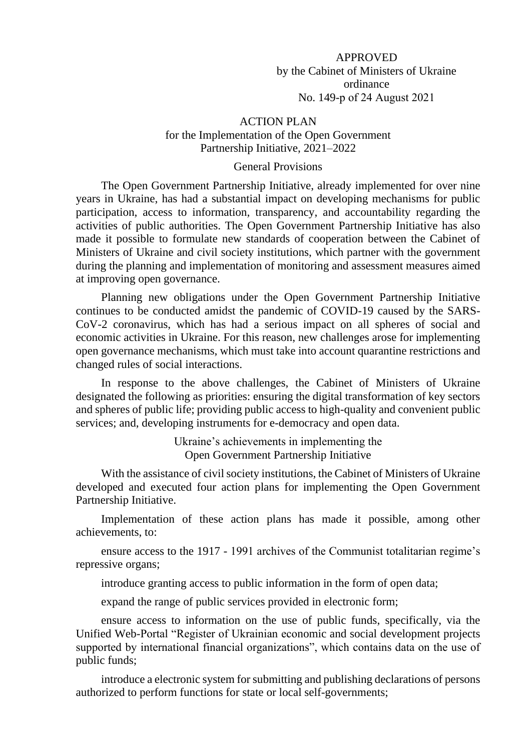APPROVED
by the Cabinet of Ministers of Ukraine
ordinance
No. 149-p of 24 August 2021

# ACTION PLAN
## for the Implementation of the Open Government Partnership Initiative, 2021–2022

### General Provisions

The Open Government Partnership Initiative, already implemented for over nine years in Ukraine, has had a substantial impact on developing mechanisms for public participation, access to information, transparency, and accountability regarding the activities of public authorities. The Open Government Partnership Initiative has also made it possible to formulate new standards of cooperation between the Cabinet of Ministers of Ukraine and civil society institutions, which partner with the government during the planning and implementation of monitoring and assessment measures aimed at improving open governance.

Planning new obligations under the Open Government Partnership Initiative continues to be conducted amidst the pandemic of COVID-19 caused by the SARS-CoV-2 coronavirus, which has had a serious impact on all spheres of social and economic activities in Ukraine. For this reason, new challenges arose for implementing open governance mechanisms, which must take into account quarantine restrictions and changed rules of social interactions.

In response to the above challenges, the Cabinet of Ministers of Ukraine designated the following as priorities: ensuring the digital transformation of key sectors and spheres of public life; providing public access to high-quality and convenient public services; and, developing instruments for e-democracy and open data.

### Ukraine's achievements in implementing the Open Government Partnership Initiative

With the assistance of civil society institutions, the Cabinet of Ministers of Ukraine developed and executed four action plans for implementing the Open Government Partnership Initiative.

Implementation of these action plans has made it possible, among other achievements, to:

ensure access to the 1917 - 1991 archives of the Communist totalitarian regime's repressive organs;

introduce granting access to public information in the form of open data;

expand the range of public services provided in electronic form;

ensure access to information on the use of public funds, specifically, via the Unified Web-Portal "Register of Ukrainian economic and social development projects supported by international financial organizations", which contains data on the use of public funds;

introduce a electronic system for submitting and publishing declarations of persons authorized to perform functions for state or local self-governments;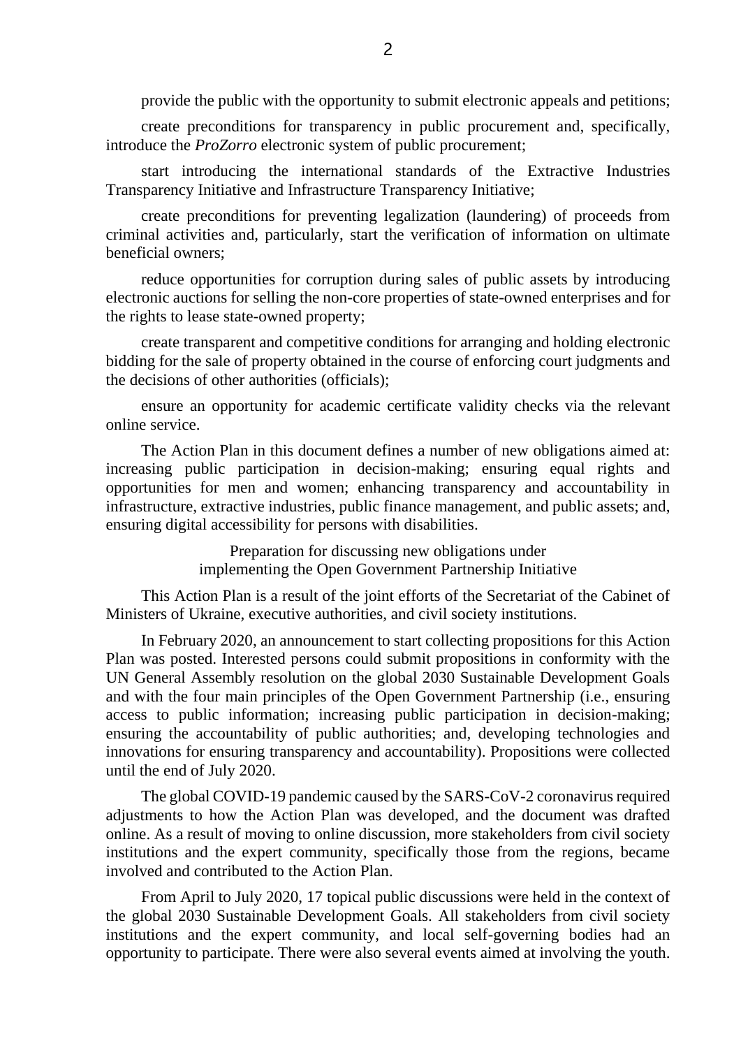provide the public with the opportunity to submit electronic appeals and petitions;

create preconditions for transparency in public procurement and, specifically, introduce the *ProZorro* electronic system of public procurement;

start introducing the international standards of the Extractive Industries Transparency Initiative and Infrastructure Transparency Initiative;

create preconditions for preventing legalization (laundering) of proceeds from criminal activities and, particularly, start the verification of information on ultimate beneficial owners;

reduce opportunities for corruption during sales of public assets by introducing electronic auctions for selling the non-core properties of state-owned enterprises and for the rights to lease state-owned property;

create transparent and competitive conditions for arranging and holding electronic bidding for the sale of property obtained in the course of enforcing court judgments and the decisions of other authorities (officials);

ensure an opportunity for academic certificate validity checks via the relevant online service.

The Action Plan in this document defines a number of new obligations aimed at: increasing public participation in decision-making; ensuring equal rights and opportunities for men and women; enhancing transparency and accountability in infrastructure, extractive industries, public finance management, and public assets; and, ensuring digital accessibility for persons with disabilities.

## Preparation for discussing new obligations under implementing the Open Government Partnership Initiative

This Action Plan is a result of the joint efforts of the Secretariat of the Cabinet of Ministers of Ukraine, executive authorities, and civil society institutions.

In February 2020, an announcement to start collecting propositions for this Action Plan was posted. Interested persons could submit propositions in conformity with the UN General Assembly resolution on the global 2030 Sustainable Development Goals and with the four main principles of the Open Government Partnership (i.e., ensuring access to public information; increasing public participation in decision-making; ensuring the accountability of public authorities; and, developing technologies and innovations for ensuring transparency and accountability). Propositions were collected until the end of July 2020.

The global COVID-19 pandemic caused by the SARS-CoV-2 coronavirus required adjustments to how the Action Plan was developed, and the document was drafted online. As a result of moving to online discussion, more stakeholders from civil society institutions and the expert community, specifically those from the regions, became involved and contributed to the Action Plan.

From April to July 2020, 17 topical public discussions were held in the context of the global 2030 Sustainable Development Goals. All stakeholders from civil society institutions and the expert community, and local self-governing bodies had an opportunity to participate. There were also several events aimed at involving the youth.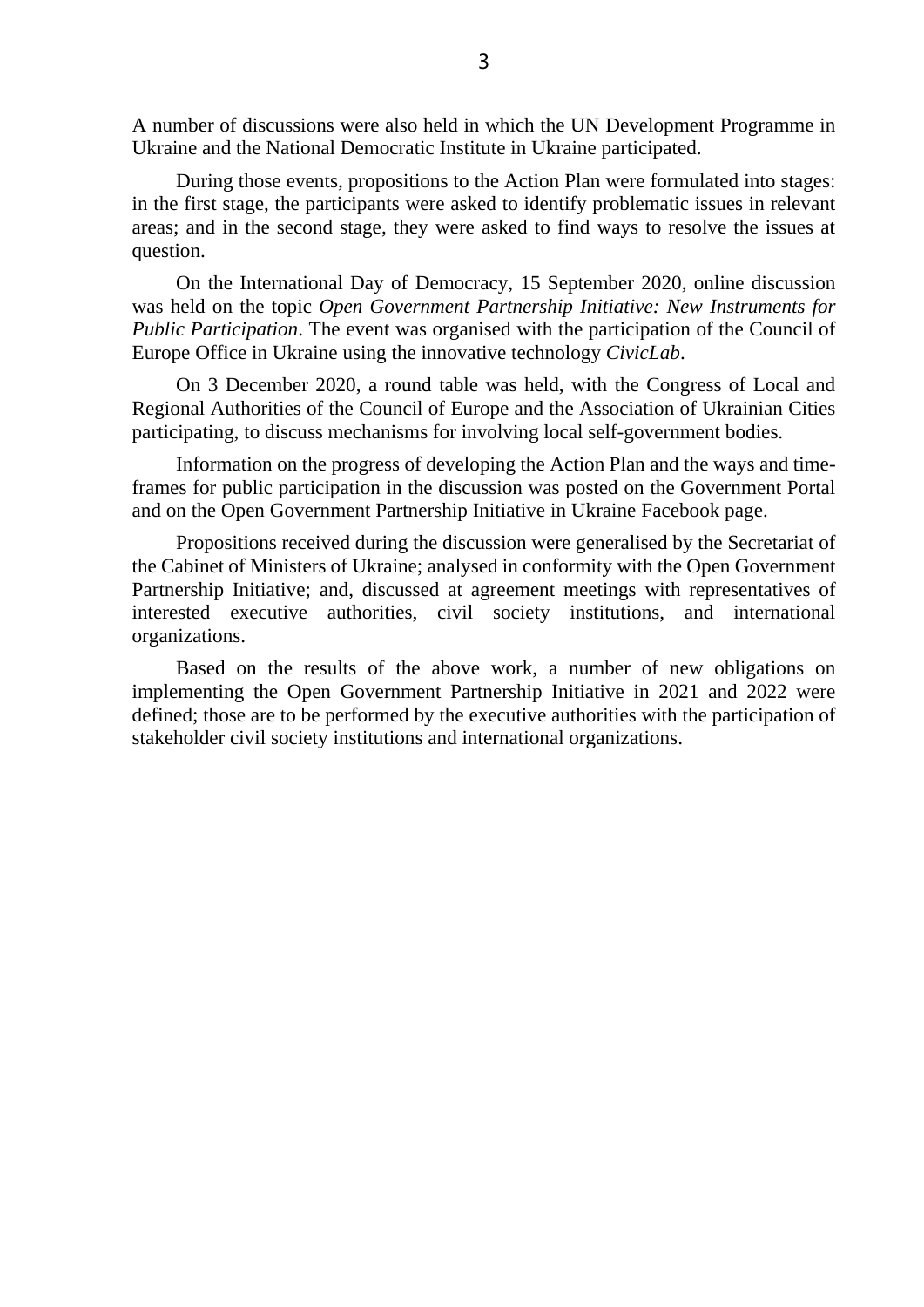A number of discussions were also held in which the UN Development Programme in Ukraine and the National Democratic Institute in Ukraine participated.

During those events, propositions to the Action Plan were formulated into stages: in the first stage, the participants were asked to identify problematic issues in relevant areas; and in the second stage, they were asked to find ways to resolve the issues at question.

On the International Day of Democracy, 15 September 2020, online discussion was held on the topic *Open Government Partnership Initiative: New Instruments for Public Participation*. The event was organised with the participation of the Council of Europe Office in Ukraine using the innovative technology *CivicLab*.

On 3 December 2020, a round table was held, with the Congress of Local and Regional Authorities of the Council of Europe and the Association of Ukrainian Cities participating, to discuss mechanisms for involving local self-government bodies.

Information on the progress of developing the Action Plan and the ways and time-frames for public participation in the discussion was posted on the Government Portal and on the Open Government Partnership Initiative in Ukraine Facebook page.

Propositions received during the discussion were generalised by the Secretariat of the Cabinet of Ministers of Ukraine; analysed in conformity with the Open Government Partnership Initiative; and, discussed at agreement meetings with representatives of interested executive authorities, civil society institutions, and international organizations.

Based on the results of the above work, a number of new obligations on implementing the Open Government Partnership Initiative in 2021 and 2022 were defined; those are to be performed by the executive authorities with the participation of stakeholder civil society institutions and international organizations.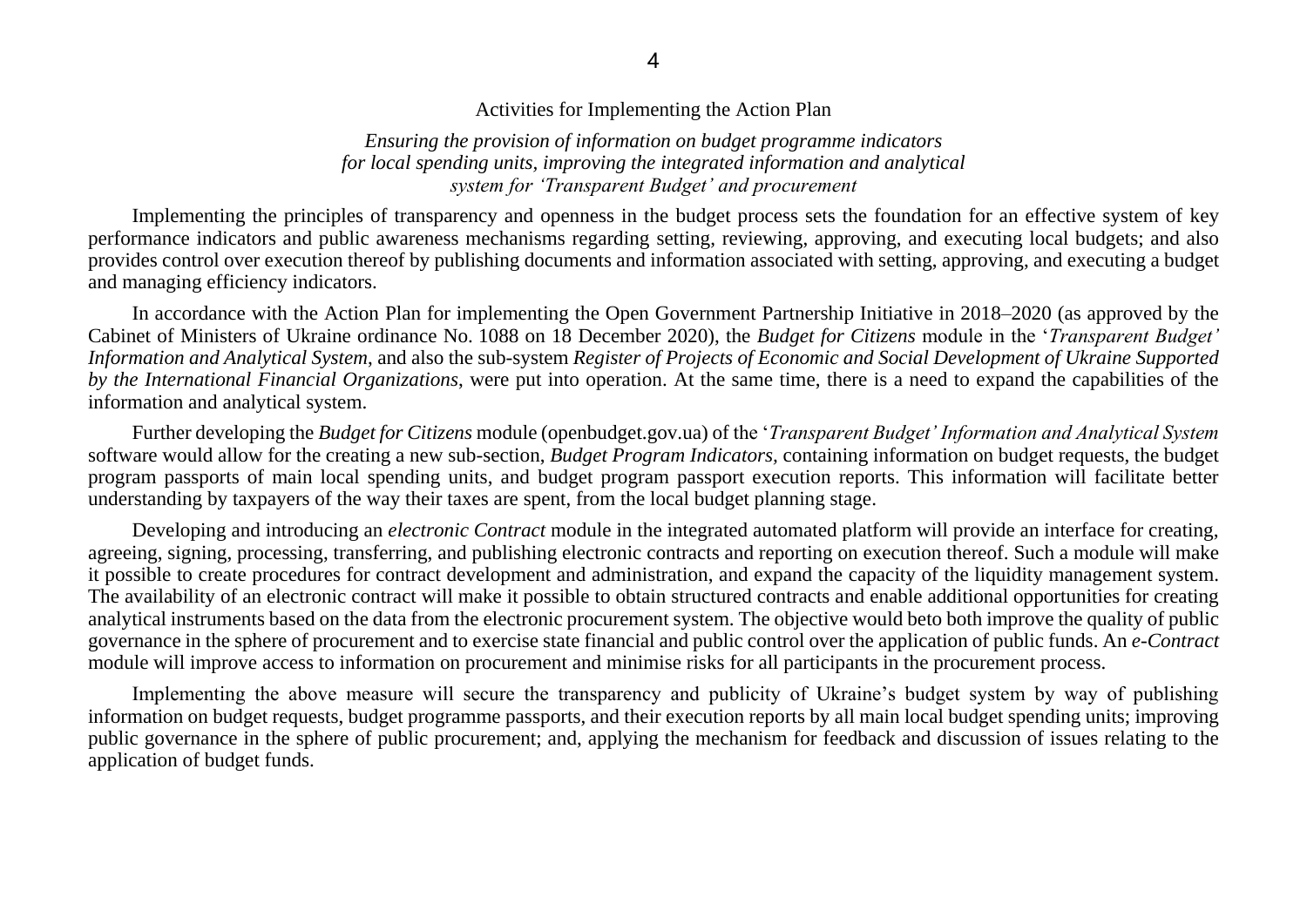## Activities for Implementing the Action Plan

### *Ensuring the provision of information on budget programme indicators for local spending units, improving the integrated information and analytical system for 'Transparent Budget' and procurement*

Implementing the principles of transparency and openness in the budget process sets the foundation for an effective system of key performance indicators and public awareness mechanisms regarding setting, reviewing, approving, and executing local budgets; and also provides control over execution thereof by publishing documents and information associated with setting, approving, and executing a budget and managing efficiency indicators.

In accordance with the Action Plan for implementing the Open Government Partnership Initiative in 2018–2020 (as approved by the Cabinet of Ministers of Ukraine ordinance No. 1088 on 18 December 2020), the *Budget for Citizens* module in the '*Transparent Budget' Information and Analytical System*, and also the sub-system *Register of Projects of Economic and Social Development of Ukraine Supported by the International Financial Organizations*, were put into operation. At the same time, there is a need to expand the capabilities of the information and analytical system.

Further developing the *Budget for Citizens* module (openbudget.gov.ua) of the '*Transparent Budget' Information and Analytical System* software would allow for the creating a new sub-section, *Budget Program Indicators*, containing information on budget requests, the budget program passports of main local spending units, and budget program passport execution reports. This information will facilitate better understanding by taxpayers of the way their taxes are spent, from the local budget planning stage.

Developing and introducing an *electronic Contract* module in the integrated automated platform will provide an interface for creating, agreeing, signing, processing, transferring, and publishing electronic contracts and reporting on execution thereof. Such a module will make it possible to create procedures for contract development and administration, and expand the capacity of the liquidity management system. The availability of an electronic contract will make it possible to obtain structured contracts and enable additional opportunities for creating analytical instruments based on the data from the electronic procurement system. The objective would beto both improve the quality of public governance in the sphere of procurement and to exercise state financial and public control over the application of public funds. An *e-Contract* module will improve access to information on procurement and minimise risks for all participants in the procurement process.

Implementing the above measure will secure the transparency and publicity of Ukraine's budget system by way of publishing information on budget requests, budget programme passports, and their execution reports by all main local budget spending units; improving public governance in the sphere of public procurement; and, applying the mechanism for feedback and discussion of issues relating to the application of budget funds.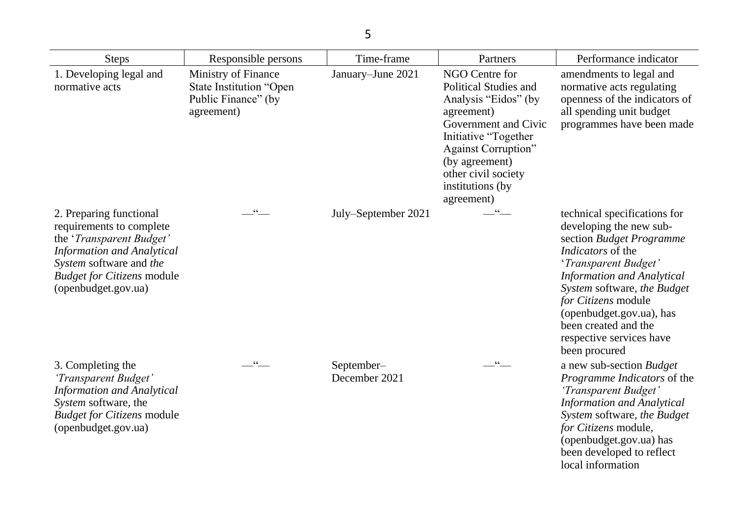| Steps | Responsible persons | Time-frame | Partners | Performance indicator |
|---|---|---|---|---|
| 1. Developing legal and normative acts | Ministry of Finance State Institution "Open Public Finance" (by agreement) | January–June 2021 | NGO Centre for Political Studies and Analysis "Eidos" (by agreement) Government and Civic Initiative "Together Against Corruption" (by agreement) other civil society institutions (by agreement) | amendments to legal and normative acts regulating openness of the indicators of all spending unit budget programmes have been made |
| 2. Preparing functional requirements to complete the '*Transparent Budget' Information and Analytical System* software and *the Budget for Citizens* module (openbudget.gov.ua) | —"— | July–September 2021 | —"— | technical specifications for developing the new sub-section *Budget Programme Indicators* of the '*Transparent Budget' Information and Analytical System* software, *the Budget for Citizens* module (openbudget.gov.ua), has been created and the respective services have been procured |
| 3. Completing the *'Transparent Budget' Information and Analytical System* software, the *Budget for Citizens* module (openbudget.gov.ua) | —"— | September–December 2021 | —"— | a new sub-section *Budget Programme Indicators* of the *'Transparent Budget' Information and Analytical System* software, *the Budget for Citizens* module, (openbudget.gov.ua) has been developed to reflect local information |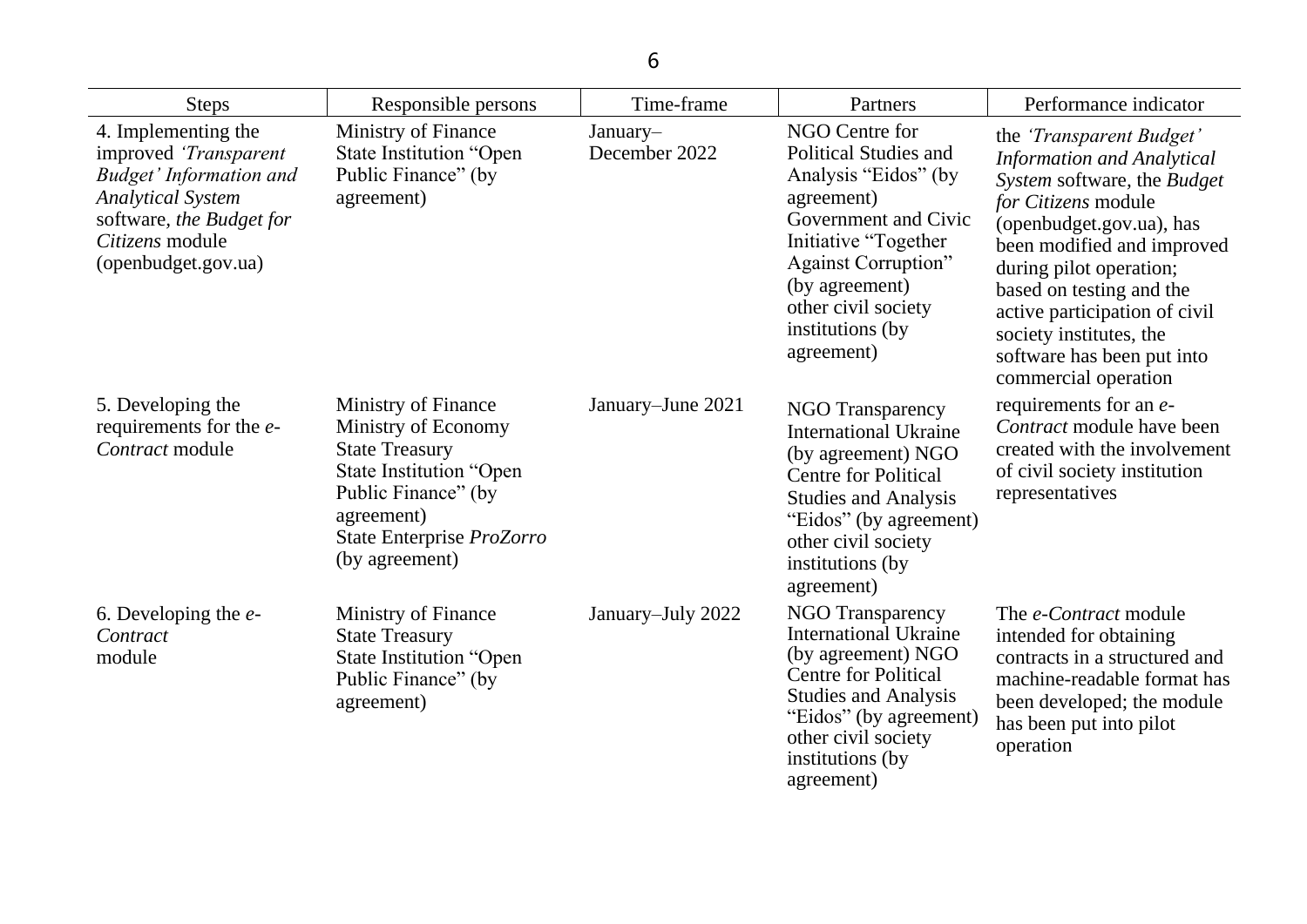| Steps | Responsible persons | Time-frame | Partners | Performance indicator |
|---|---|---|---|---|
| 4. Implementing the improved *'Transparent Budget' Information and Analytical System* software, *the Budget for Citizens* module (openbudget.gov.ua) | Ministry of Finance<br>State Institution "Open Public Finance" (by agreement) | January–December 2022 | NGO Centre for Political Studies and Analysis "Eidos" (by agreement)<br>Government and Civic Initiative "Together Against Corruption" (by agreement)<br>other civil society institutions (by agreement) | the *'Transparent Budget' Information and Analytical System* software, the *Budget for Citizens* module (openbudget.gov.ua), has been modified and improved during pilot operation; based on testing and the active participation of civil society institutes, the software has been put into commercial operation |
| 5. Developing the requirements for the *e-Contract* module | Ministry of Finance<br>Ministry of Economy<br>State Treasury<br>State Institution "Open Public Finance" (by agreement)<br>State Enterprise *ProZorro* (by agreement) | January–June 2021 | NGO Transparency International Ukraine (by agreement) NGO Centre for Political Studies and Analysis "Eidos" (by agreement) other civil society institutions (by agreement) | requirements for an *e-Contract* module have been created with the involvement of civil society institution representatives |
| 6. Developing the *e-Contract* module | Ministry of Finance<br>State Treasury<br>State Institution "Open Public Finance" (by agreement) | January–July 2022 | NGO Transparency International Ukraine (by agreement) NGO Centre for Political Studies and Analysis "Eidos" (by agreement) other civil society institutions (by agreement) | The *e-Contract* module intended for obtaining contracts in a structured and machine-readable format has been developed; the module has been put into pilot operation |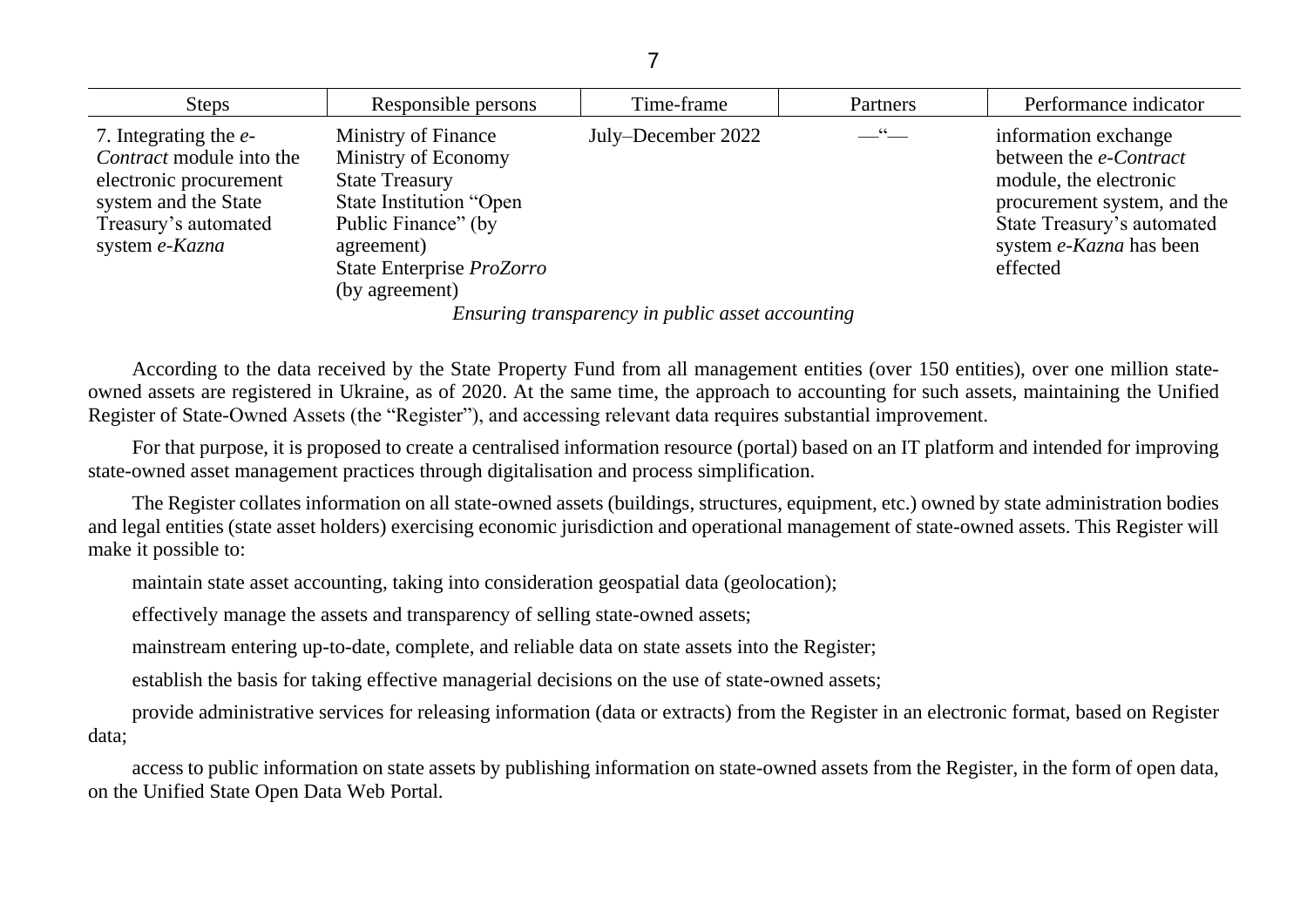| Steps | Responsible persons | Time-frame | Partners | Performance indicator |
|---|---|---|---|---|
| 7. Integrating the *e-Contract* module into the electronic procurement system and the State Treasury's automated system *e-Kazna* | Ministry of Finance<br>Ministry of Economy<br>State Treasury<br>State Institution "Open Public Finance" (by agreement)<br>State Enterprise *ProZorro* (by agreement) | July–December 2022 | —"— | information exchange between the *e-Contract* module, the electronic procurement system, and the State Treasury's automated system *e-Kazna* has been effected |

*Ensuring transparency in public asset accounting*

According to the data received by the State Property Fund from all management entities (over 150 entities), over one million state-owned assets are registered in Ukraine, as of 2020. At the same time, the approach to accounting for such assets, maintaining the Unified Register of State-Owned Assets (the "Register"), and accessing relevant data requires substantial improvement.

For that purpose, it is proposed to create a centralised information resource (portal) based on an IT platform and intended for improving state-owned asset management practices through digitalisation and process simplification.

The Register collates information on all state-owned assets (buildings, structures, equipment, etc.) owned by state administration bodies and legal entities (state asset holders) exercising economic jurisdiction and operational management of state-owned assets. This Register will make it possible to:

maintain state asset accounting, taking into consideration geospatial data (geolocation);

effectively manage the assets and transparency of selling state-owned assets;

mainstream entering up-to-date, complete, and reliable data on state assets into the Register;

establish the basis for taking effective managerial decisions on the use of state-owned assets;

provide administrative services for releasing information (data or extracts) from the Register in an electronic format, based on Register data;

access to public information on state assets by publishing information on state-owned assets from the Register, in the form of open data, on the Unified State Open Data Web Portal.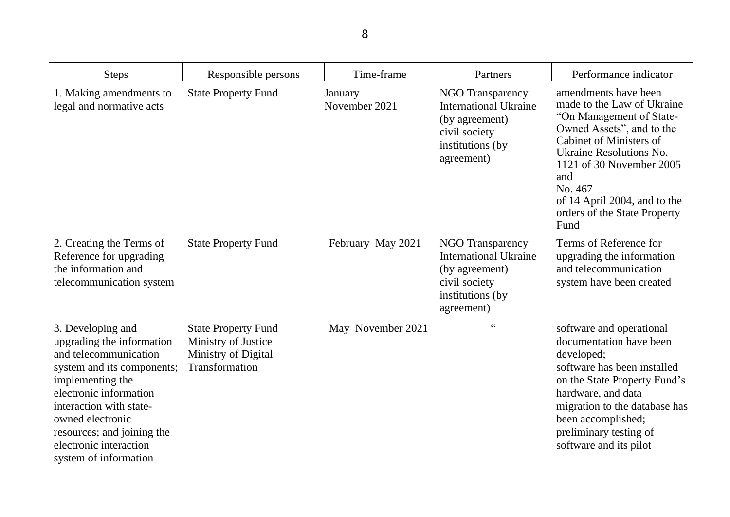| Steps | Responsible persons | Time-frame | Partners | Performance indicator |
|---|---|---|---|---|
| 1. Making amendments to legal and normative acts | State Property Fund | January–November 2021 | NGO Transparency International Ukraine (by agreement) civil society institutions (by agreement) | amendments have been made to the Law of Ukraine “On Management of State-Owned Assets”, and to the Cabinet of Ministers of Ukraine Resolutions No. 1121 of 30 November 2005 and No. 467 of 14 April 2004, and to the orders of the State Property Fund |
| 2. Creating the Terms of Reference for upgrading the information and telecommunication system | State Property Fund | February–May 2021 | NGO Transparency International Ukraine (by agreement) civil society institutions (by agreement) | Terms of Reference for upgrading the information and telecommunication system have been created |
| 3. Developing and upgrading the information and telecommunication system and its components; implementing the electronic information interaction with state-owned electronic resources; and joining the electronic interaction system of information | State Property Fund Ministry of Justice Ministry of Digital Transformation | May–November 2021 | —“— | software and operational documentation have been developed; software has been installed on the State Property Fund’s hardware, and data migration to the database has been accomplished; preliminary testing of software and its pilot |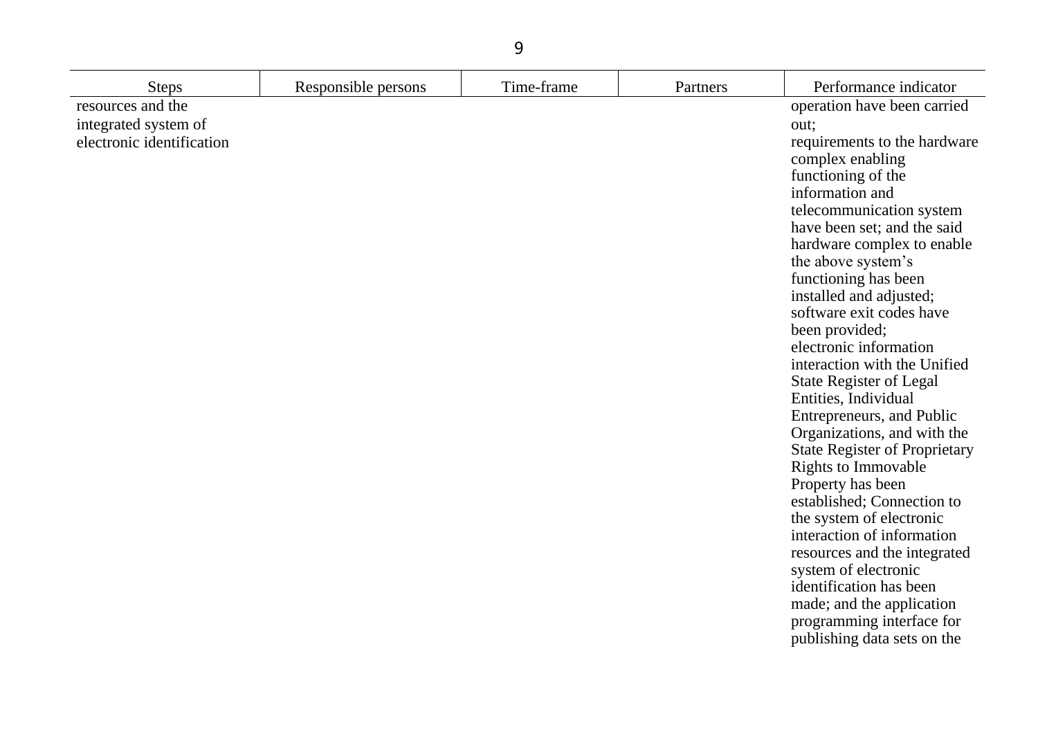| Steps | Responsible persons | Time-frame | Partners | Performance indicator |
|---|---|---|---|---|
| resources and the integrated system of electronic identification | | | | operation have been carried out; requirements to the hardware complex enabling functioning of the information and telecommunication system have been set; and the said hardware complex to enable the above system's functioning has been installed and adjusted; software exit codes have been provided; electronic information interaction with the Unified State Register of Legal Entities, Individual Entrepreneurs, and Public Organizations, and with the State Register of Proprietary Rights to Immovable Property has been established; Connection to the system of electronic interaction of information resources and the integrated system of electronic identification has been made; and the application programming interface for publishing data sets on the |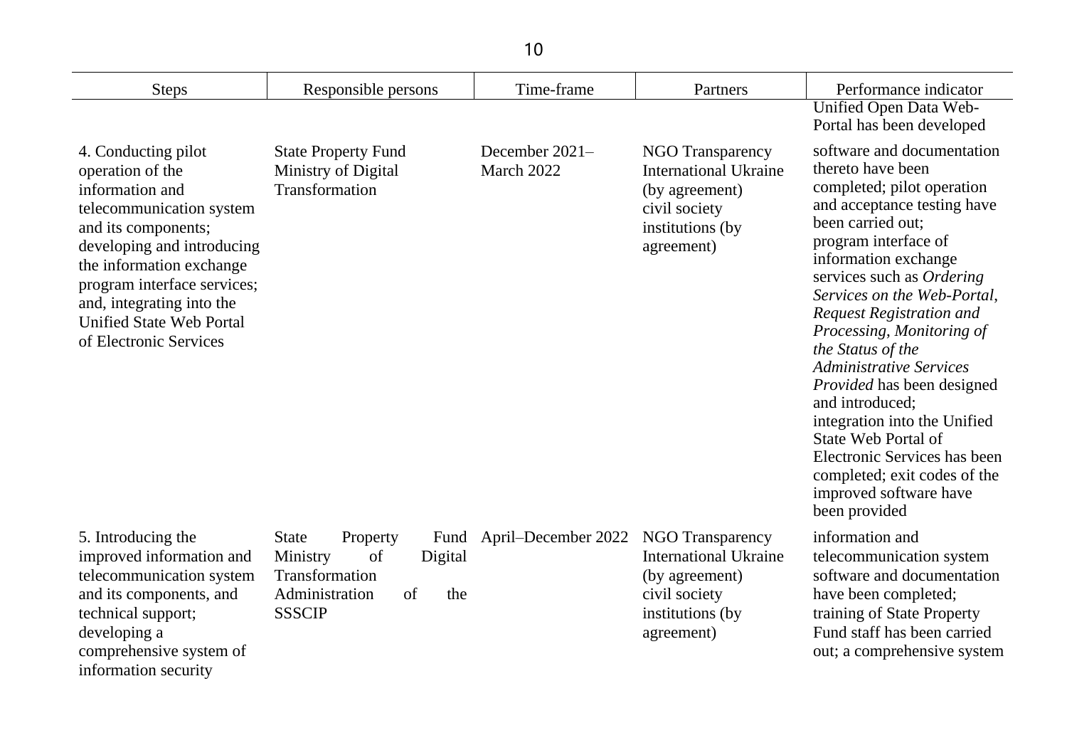| Steps | Responsible persons | Time-frame | Partners | Performance indicator |
|---|---|---|---|---|
| | | | | Unified Open Data Web-Portal has been developed |
| 4. Conducting pilot operation of the information and telecommunication system and its components; developing and introducing the information exchange program interface services; and, integrating into the Unified State Web Portal of Electronic Services | State Property Fund<br>Ministry of Digital Transformation | December 2021–March 2022 | NGO Transparency International Ukraine (by agreement)<br>civil society institutions (by agreement) | software and documentation thereto have been completed; pilot operation and acceptance testing have been carried out;<br>program interface of information exchange services such as *Ordering Services on the Web-Portal*, *Request Registration and Processing*, *Monitoring of the Status of the Administrative Services Provided* has been designed and introduced;<br>integration into the Unified State Web Portal of Electronic Services has been completed; exit codes of the improved software have been provided |
| 5. Introducing the improved information and telecommunication system and its components, and technical support; developing a comprehensive system of information security | State Property Fund<br>Ministry of Digital Transformation<br>Administration of the SSSCIP | April–December 2022 | NGO Transparency International Ukraine (by agreement)<br>civil society institutions (by agreement) | information and telecommunication system software and documentation have been completed;<br>training of State Property Fund staff has been carried out; a comprehensive system |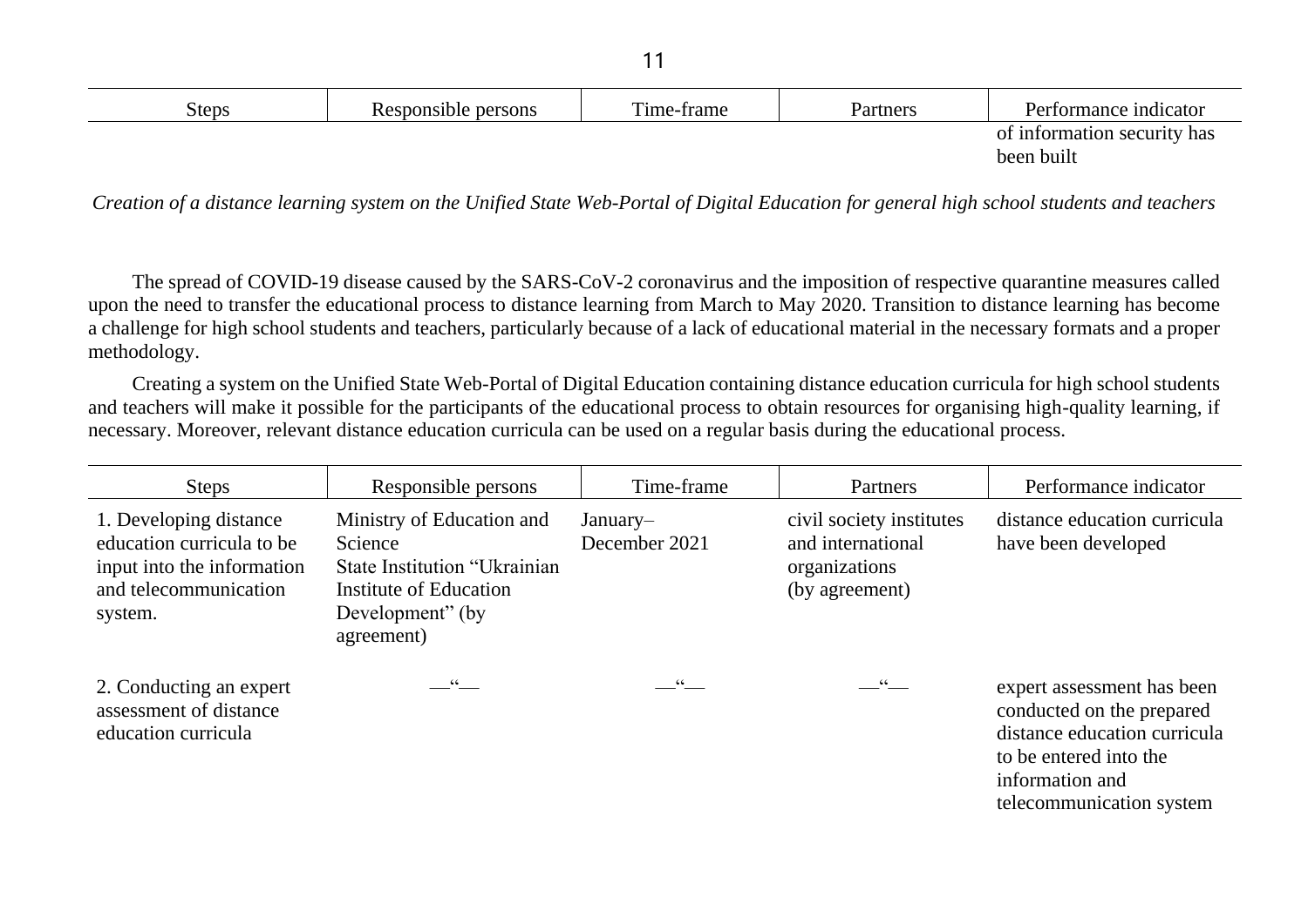| Steps | Responsible persons | Time-frame | Partners | Performance indicator |
|---|---|---|---|---|
| | | | | of information security has been built |

*Creation of a distance learning system on the Unified State Web-Portal of Digital Education for general high school students and teachers*

The spread of COVID-19 disease caused by the SARS-CoV-2 coronavirus and the imposition of respective quarantine measures called upon the need to transfer the educational process to distance learning from March to May 2020. Transition to distance learning has become a challenge for high school students and teachers, particularly because of a lack of educational material in the necessary formats and a proper methodology.

Creating a system on the Unified State Web-Portal of Digital Education containing distance education curricula for high school students and teachers will make it possible for the participants of the educational process to obtain resources for organising high-quality learning, if necessary. Moreover, relevant distance education curricula can be used on a regular basis during the educational process.

| Steps | Responsible persons | Time-frame | Partners | Performance indicator |
|---|---|---|---|---|
| 1. Developing distance education curricula to be input into the information and telecommunication system. | Ministry of Education and Science State Institution "Ukrainian Institute of Education Development" (by agreement) | January–December 2021 | civil society institutes and international organizations (by agreement) | distance education curricula have been developed |
| 2. Conducting an expert assessment of distance education curricula | —"— | —"— | —"— | expert assessment has been conducted on the prepared distance education curricula to be entered into the information and telecommunication system |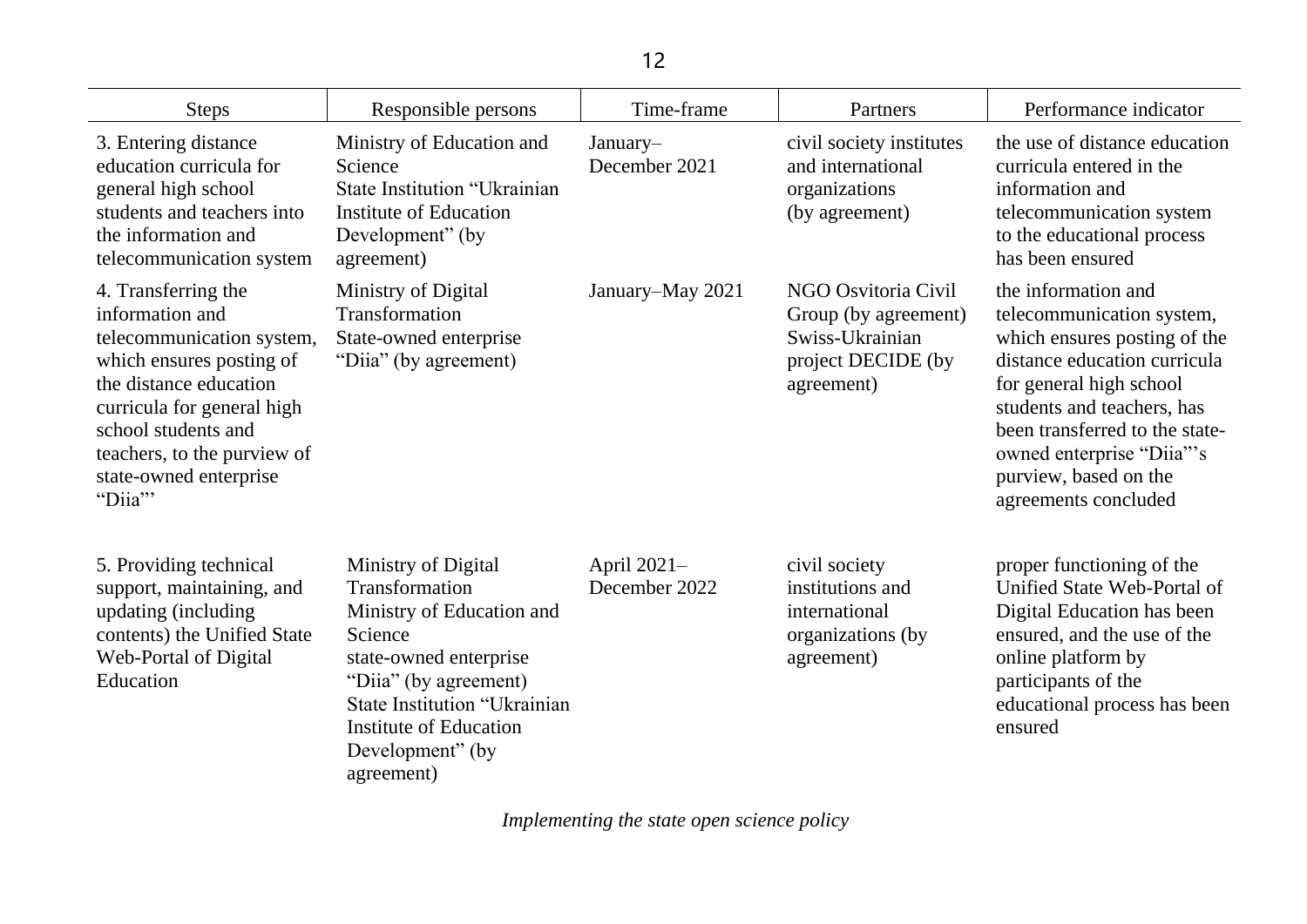| Steps | Responsible persons | Time-frame | Partners | Performance indicator |
|---|---|---|---|---|
| 3. Entering distance education curricula for general high school students and teachers into the information and telecommunication system | Ministry of Education and Science<br>State Institution “Ukrainian Institute of Education Development” (by agreement) | January–December 2021 | civil society institutes and international organizations (by agreement) | the use of distance education curricula entered in the information and telecommunication system to the educational process has been ensured |
| 4. Transferring the information and telecommunication system, which ensures posting of the distance education curricula for general high school students and teachers, to the purview of state-owned enterprise “Diia”’ | Ministry of Digital Transformation<br>State-owned enterprise “Diia” (by agreement) | January–May 2021 | NGO Osvitoria Civil Group (by agreement)<br>Swiss-Ukrainian project DECIDE (by agreement) | the information and telecommunication system, which ensures posting of the distance education curricula for general high school students and teachers, has been transferred to the state-owned enterprise “Diia”’s purview, based on the agreements concluded |
| 5. Providing technical support, maintaining, and updating (including contents) the Unified State Web-Portal of Digital Education | Ministry of Digital Transformation<br>Ministry of Education and Science<br>state-owned enterprise “Diia” (by agreement)<br>State Institution “Ukrainian Institute of Education Development” (by agreement) | April 2021–December 2022 | civil society institutions and international organizations (by agreement) | proper functioning of the Unified State Web-Portal of Digital Education has been ensured, and the use of the online platform by participants of the educational process has been ensured |

*Implementing the state open science policy*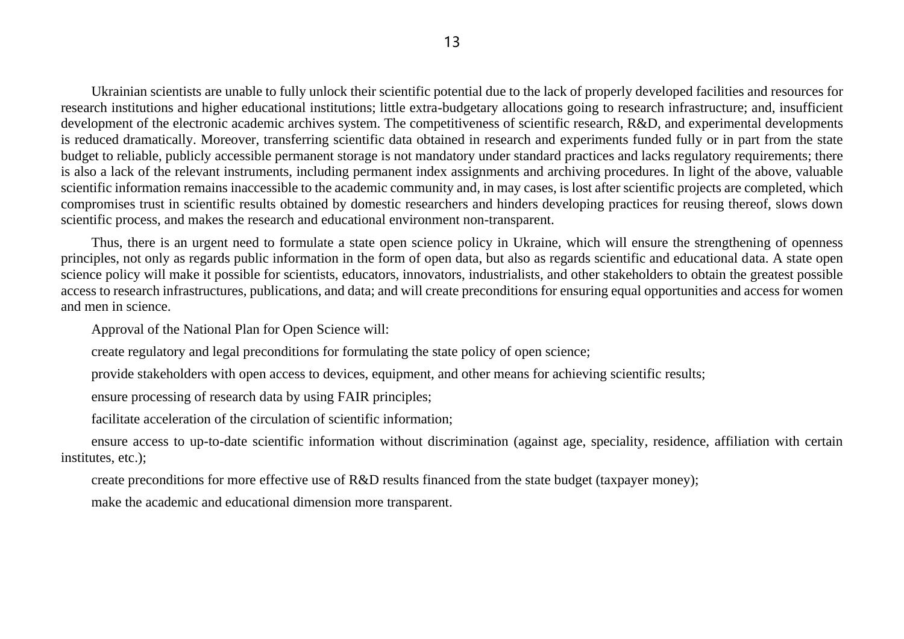Ukrainian scientists are unable to fully unlock their scientific potential due to the lack of properly developed facilities and resources for research institutions and higher educational institutions; little extra-budgetary allocations going to research infrastructure; and, insufficient development of the electronic academic archives system. The competitiveness of scientific research, R&D, and experimental developments is reduced dramatically. Moreover, transferring scientific data obtained in research and experiments funded fully or in part from the state budget to reliable, publicly accessible permanent storage is not mandatory under standard practices and lacks regulatory requirements; there is also a lack of the relevant instruments, including permanent index assignments and archiving procedures. In light of the above, valuable scientific information remains inaccessible to the academic community and, in may cases, is lost after scientific projects are completed, which compromises trust in scientific results obtained by domestic researchers and hinders developing practices for reusing thereof, slows down scientific process, and makes the research and educational environment non-transparent.

Thus, there is an urgent need to formulate a state open science policy in Ukraine, which will ensure the strengthening of openness principles, not only as regards public information in the form of open data, but also as regards scientific and educational data. A state open science policy will make it possible for scientists, educators, innovators, industrialists, and other stakeholders to obtain the greatest possible access to research infrastructures, publications, and data; and will create preconditions for ensuring equal opportunities and access for women and men in science.

Approval of the National Plan for Open Science will:

create regulatory and legal preconditions for formulating the state policy of open science;

provide stakeholders with open access to devices, equipment, and other means for achieving scientific results;

ensure processing of research data by using FAIR principles;

facilitate acceleration of the circulation of scientific information;

ensure access to up-to-date scientific information without discrimination (against age, speciality, residence, affiliation with certain institutes, etc.);

create preconditions for more effective use of R&D results financed from the state budget (taxpayer money);

make the academic and educational dimension more transparent.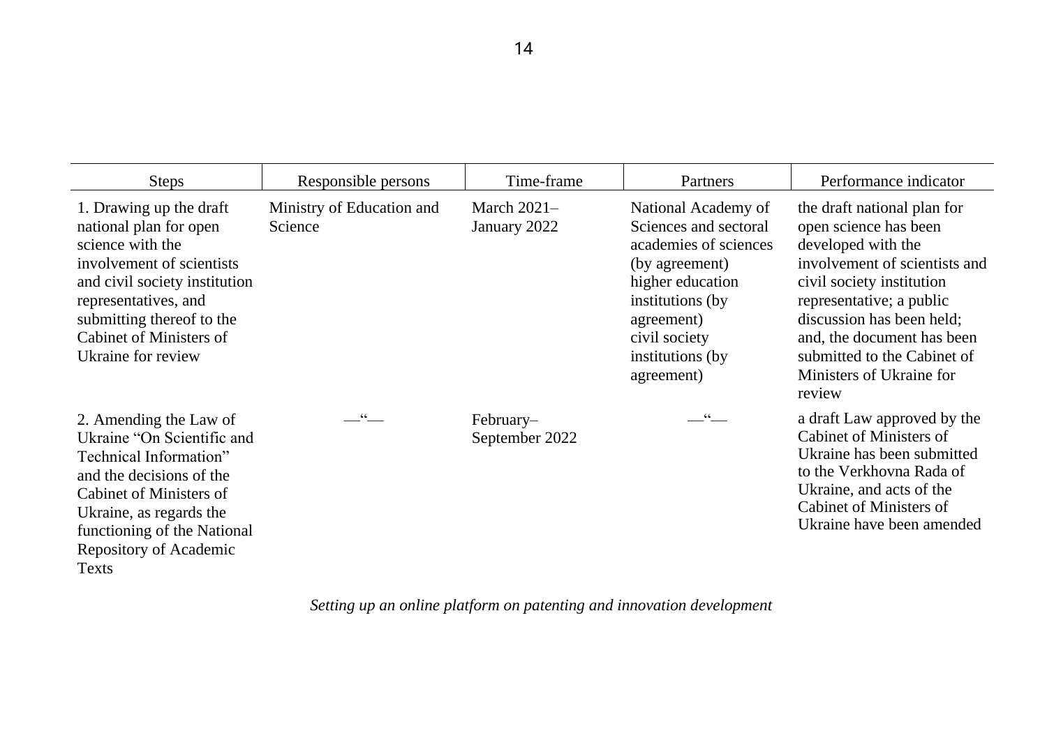| Steps | Responsible persons | Time-frame | Partners | Performance indicator |
|---|---|---|---|---|
| 1. Drawing up the draft national plan for open science with the involvement of scientists and civil society institution representatives, and submitting thereof to the Cabinet of Ministers of Ukraine for review | Ministry of Education and Science | March 2021–January 2022 | National Academy of Sciences and sectoral academies of sciences (by agreement) higher education institutions (by agreement) civil society institutions (by agreement) | the draft national plan for open science has been developed with the involvement of scientists and civil society institution representative; a public discussion has been held; and, the document has been submitted to the Cabinet of Ministers of Ukraine for review |
| 2. Amending the Law of Ukraine “On Scientific and Technical Information” and the decisions of the Cabinet of Ministers of Ukraine, as regards the functioning of the National Repository of Academic Texts | —“— | February–September 2022 | —“— | a draft Law approved by the Cabinet of Ministers of Ukraine has been submitted to the Verkhovna Rada of Ukraine, and acts of the Cabinet of Ministers of Ukraine have been amended |

*Setting up an online platform on patenting and innovation development*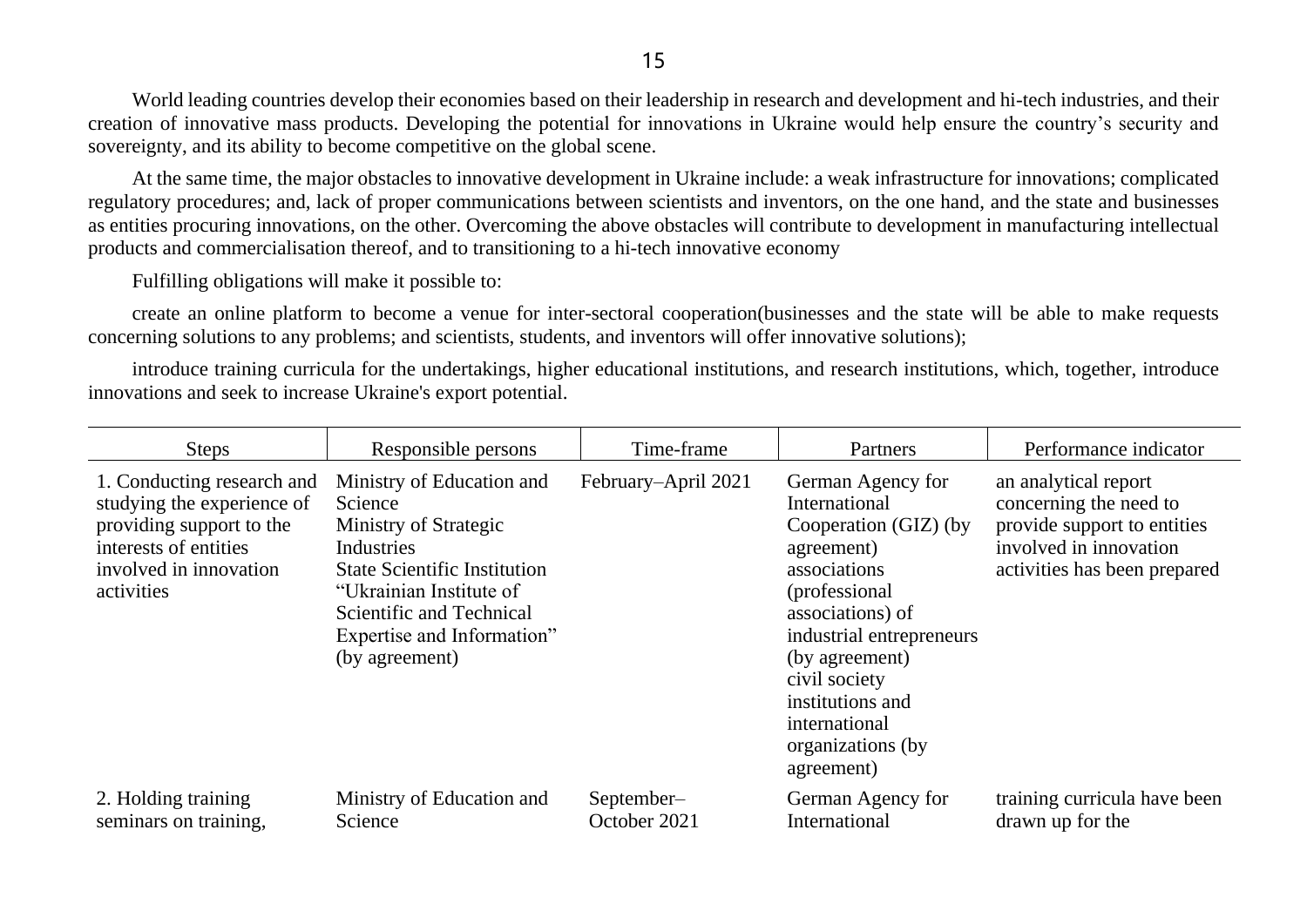World leading countries develop their economies based on their leadership in research and development and hi-tech industries, and their creation of innovative mass products. Developing the potential for innovations in Ukraine would help ensure the country's security and sovereignty, and its ability to become competitive on the global scene.

At the same time, the major obstacles to innovative development in Ukraine include: a weak infrastructure for innovations; complicated regulatory procedures; and, lack of proper communications between scientists and inventors, on the one hand, and the state and businesses as entities procuring innovations, on the other. Overcoming the above obstacles will contribute to development in manufacturing intellectual products and commercialisation thereof, and to transitioning to a hi-tech innovative economy

Fulfilling obligations will make it possible to:

create an online platform to become a venue for inter-sectoral cooperation(businesses and the state will be able to make requests concerning solutions to any problems; and scientists, students, and inventors will offer innovative solutions);

introduce training curricula for the undertakings, higher educational institutions, and research institutions, which, together, introduce innovations and seek to increase Ukraine's export potential.

| Steps | Responsible persons | Time-frame | Partners | Performance indicator |
|---|---|---|---|---|
| 1. Conducting research and studying the experience of providing support to the interests of entities involved in innovation activities | Ministry of Education and Science<br>Ministry of Strategic Industries<br>State Scientific Institution "Ukrainian Institute of Scientific and Technical Expertise and Information" (by agreement) | February–April 2021 | German Agency for International Cooperation (GIZ) (by agreement)<br>associations (professional associations) of industrial entrepreneurs (by agreement)<br>civil society institutions and international organizations (by agreement) | an analytical report concerning the need to provide support to entities involved in innovation activities has been prepared |
| 2. Holding training seminars on training, | Ministry of Education and Science | September–October 2021 | German Agency for International | training curricula have been drawn up for the |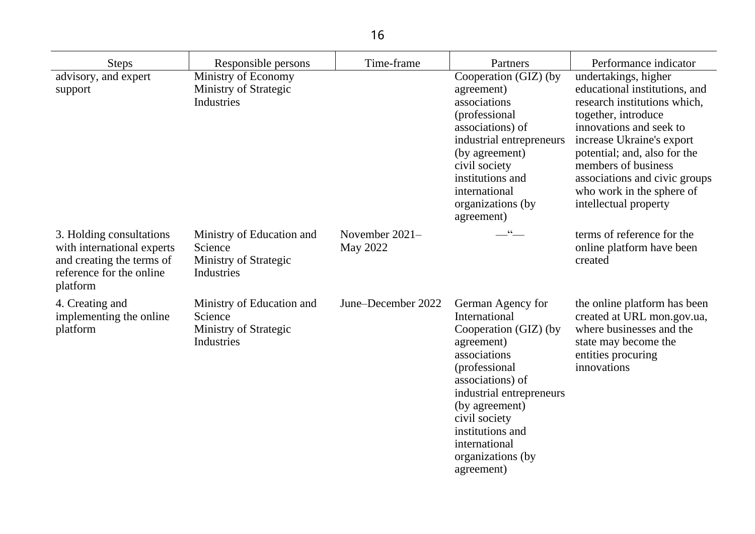| Steps | Responsible persons | Time-frame | Partners | Performance indicator |
|---|---|---|---|---|
| advisory, and expert support | Ministry of Economy<br>Ministry of Strategic Industries | | Cooperation (GIZ) (by agreement)<br>associations (professional associations) of industrial entrepreneurs (by agreement)<br>civil society institutions and international organizations (by agreement) | undertakings, higher educational institutions, and research institutions which, together, introduce innovations and seek to increase Ukraine's export potential; and, also for the members of business associations and civic groups who work in the sphere of intellectual property |
| 3. Holding consultations with international experts and creating the terms of reference for the online platform | Ministry of Education and Science<br>Ministry of Strategic Industries | November 2021–May 2022 | —“— | terms of reference for the online platform have been created |
| 4. Creating and implementing the online platform | Ministry of Education and Science<br>Ministry of Strategic Industries | June–December 2022 | German Agency for International Cooperation (GIZ) (by agreement)<br>associations (professional associations) of industrial entrepreneurs (by agreement)<br>civil society institutions and international organizations (by agreement) | the online platform has been created at URL mon.gov.ua, where businesses and the state may become the entities procuring innovations |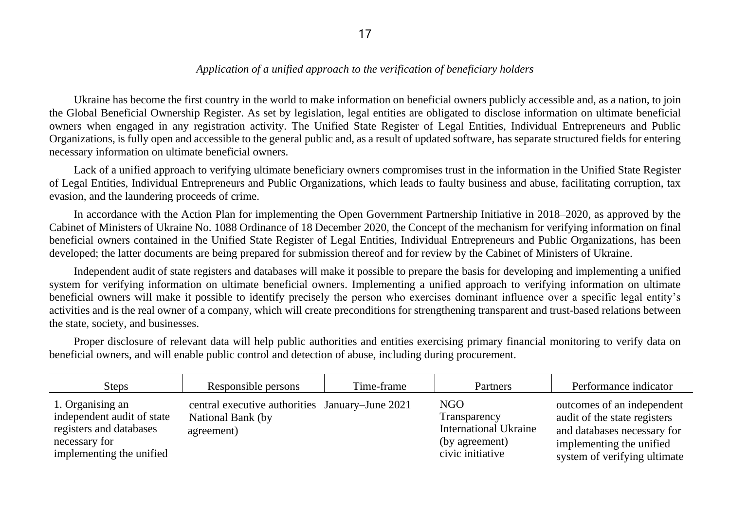*Application of a unified approach to the verification of beneficiary holders*

Ukraine has become the first country in the world to make information on beneficial owners publicly accessible and, as a nation, to join the Global Beneficial Ownership Register. As set by legislation, legal entities are obligated to disclose information on ultimate beneficial owners when engaged in any registration activity. The Unified State Register of Legal Entities, Individual Entrepreneurs and Public Organizations, is fully open and accessible to the general public and, as a result of updated software, has separate structured fields for entering necessary information on ultimate beneficial owners.

Lack of a unified approach to verifying ultimate beneficiary owners compromises trust in the information in the Unified State Register of Legal Entities, Individual Entrepreneurs and Public Organizations, which leads to faulty business and abuse, facilitating corruption, tax evasion, and the laundering proceeds of crime.

In accordance with the Action Plan for implementing the Open Government Partnership Initiative in 2018–2020, as approved by the Cabinet of Ministers of Ukraine No. 1088 Ordinance of 18 December 2020, the Concept of the mechanism for verifying information on final beneficial owners contained in the Unified State Register of Legal Entities, Individual Entrepreneurs and Public Organizations, has been developed; the latter documents are being prepared for submission thereof and for review by the Cabinet of Ministers of Ukraine.

Independent audit of state registers and databases will make it possible to prepare the basis for developing and implementing a unified system for verifying information on ultimate beneficial owners. Implementing a unified approach to verifying information on ultimate beneficial owners will make it possible to identify precisely the person who exercises dominant influence over a specific legal entity's activities and is the real owner of a company, which will create preconditions for strengthening transparent and trust-based relations between the state, society, and businesses.

Proper disclosure of relevant data will help public authorities and entities exercising primary financial monitoring to verify data on beneficial owners, and will enable public control and detection of abuse, including during procurement.

| Steps | Responsible persons | Time-frame | Partners | Performance indicator |
|---|---|---|---|---|
| 1. Organising an independent audit of state registers and databases necessary for implementing the unified | central executive authorities National Bank (by agreement) | January–June 2021 | NGO Transparency International Ukraine (by agreement) civic initiative | outcomes of an independent audit of the state registers and databases necessary for implementing the unified system of verifying ultimate |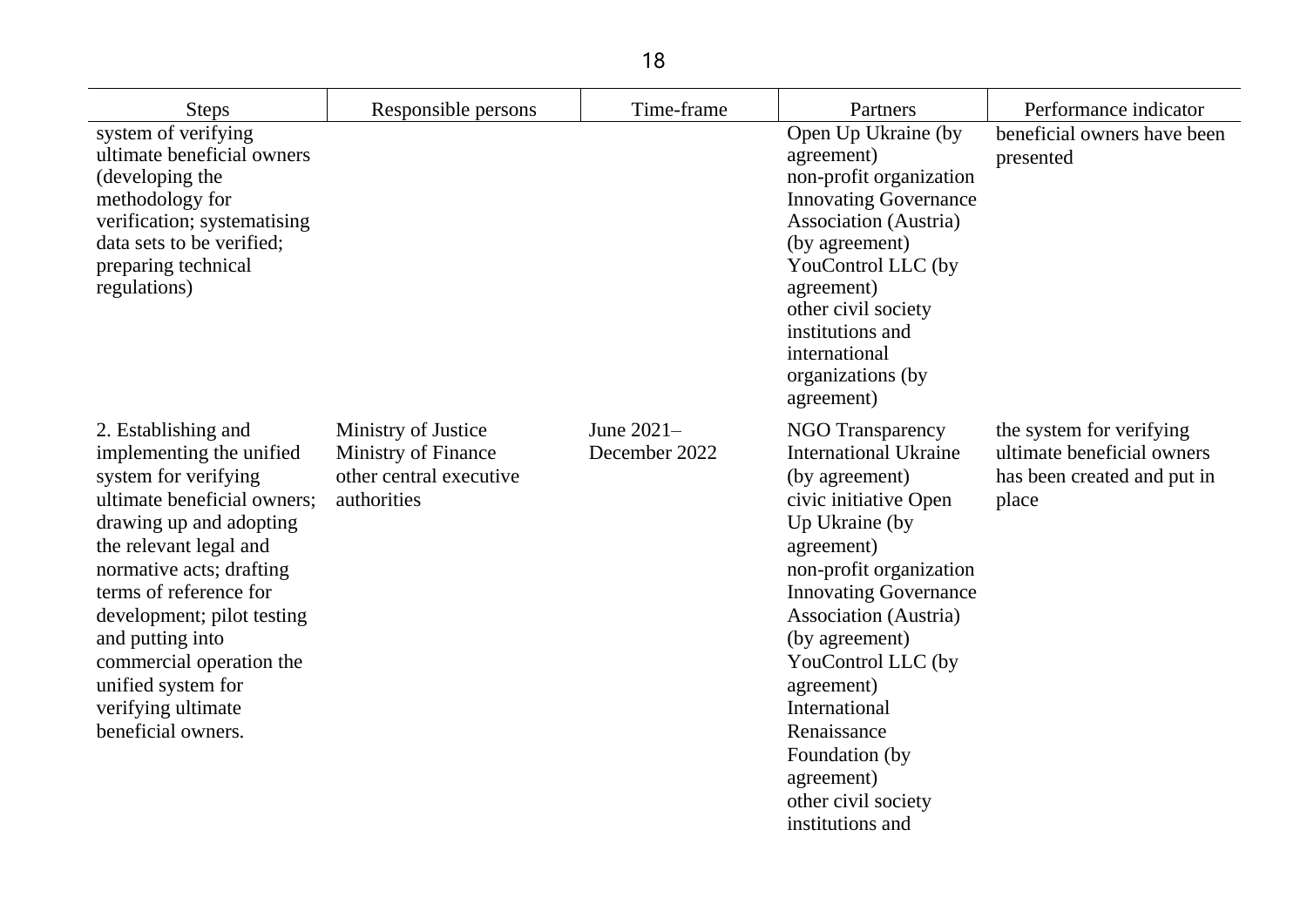| Steps | Responsible persons | Time-frame | Partners | Performance indicator |
|---|---|---|---|---|
| system of verifying ultimate beneficial owners (developing the methodology for verification; systematising data sets to be verified; preparing technical regulations) | | | Open Up Ukraine (by agreement) non-profit organization Innovating Governance Association (Austria) (by agreement) YouControl LLC (by agreement) other civil society institutions and international organizations (by agreement) | beneficial owners have been presented |
| 2. Establishing and implementing the unified system for verifying ultimate beneficial owners; drawing up and adopting the relevant legal and normative acts; drafting terms of reference for development; pilot testing and putting into commercial operation the unified system for verifying ultimate beneficial owners. | Ministry of Justice Ministry of Finance other central executive authorities | June 2021–December 2022 | NGO Transparency International Ukraine (by agreement) civic initiative Open Up Ukraine (by agreement) non-profit organization Innovating Governance Association (Austria) (by agreement) YouControl LLC (by agreement) International Renaissance Foundation (by agreement) other civil society institutions and | the system for verifying ultimate beneficial owners has been created and put in place |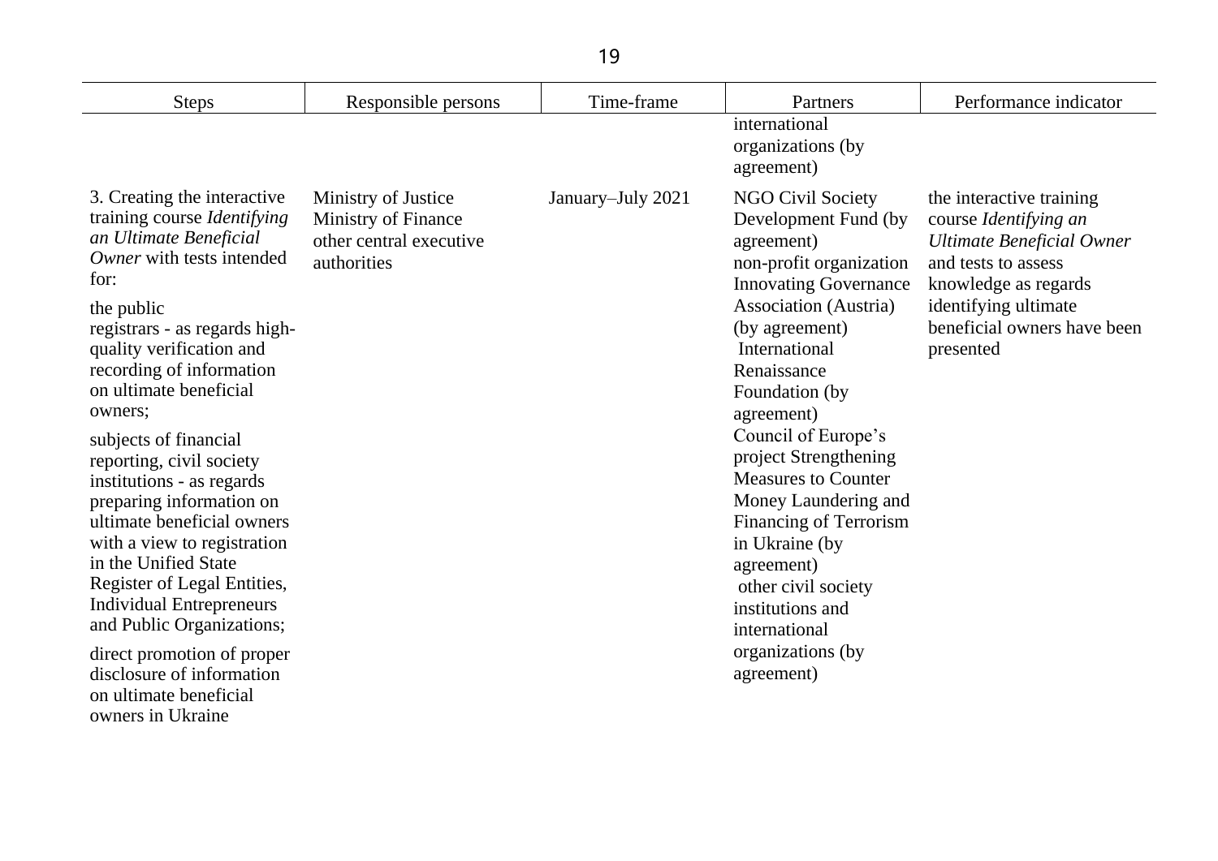| Steps | Responsible persons | Time-frame | Partners | Performance indicator |
|---|---|---|---|---|
| | | | international organizations (by agreement) | |
| 3. Creating the interactive training course *Identifying an Ultimate Beneficial Owner* with tests intended for:<br><br>the public registrars - as regards high-quality verification and recording of information on ultimate beneficial owners;<br><br>subjects of financial reporting, civil society institutions - as regards preparing information on ultimate beneficial owners with a view to registration in the Unified State Register of Legal Entities, Individual Entrepreneurs and Public Organizations;<br><br>direct promotion of proper disclosure of information on ultimate beneficial owners in Ukraine | Ministry of Justice<br>Ministry of Finance<br>other central executive authorities | January–July 2021 | NGO Civil Society Development Fund (by agreement)<br>non-profit organization Innovating Governance Association (Austria) (by agreement)<br>International Renaissance Foundation (by agreement)<br>Council of Europe's project Strengthening Measures to Counter Money Laundering and Financing of Terrorism in Ukraine (by agreement)<br>other civil society institutions and international organizations (by agreement) | the interactive training course *Identifying an Ultimate Beneficial Owner* and tests to assess knowledge as regards identifying ultimate beneficial owners have been presented |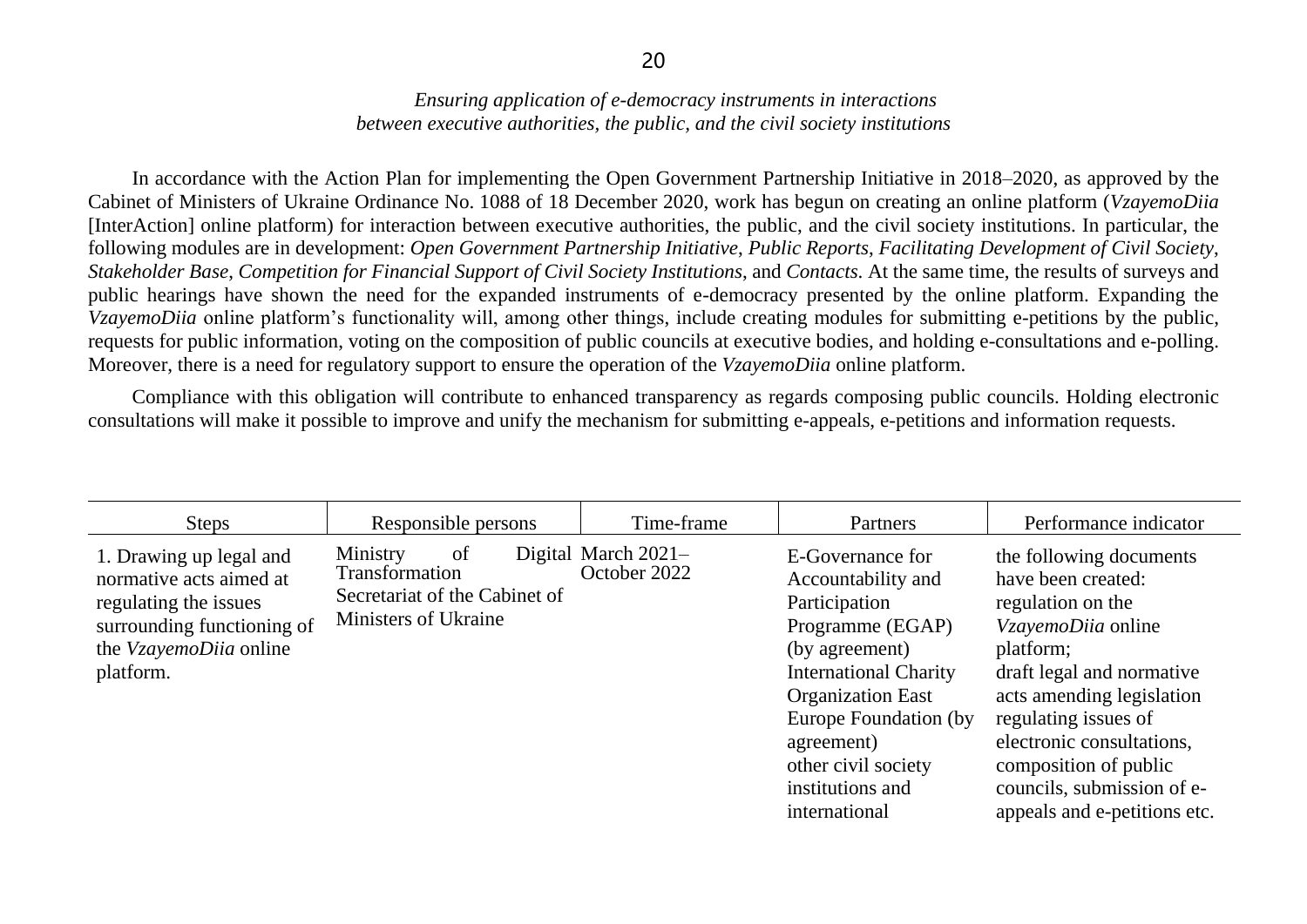*Ensuring application of e-democracy instruments in interactions between executive authorities, the public, and the civil society institutions*

In accordance with the Action Plan for implementing the Open Government Partnership Initiative in 2018–2020, as approved by the Cabinet of Ministers of Ukraine Ordinance No. 1088 of 18 December 2020, work has begun on creating an online platform (*VzayemoDiia* [InterAction] online platform) for interaction between executive authorities, the public, and the civil society institutions. In particular, the following modules are in development: *Open Government Partnership Initiative*, *Public Reports*, *Facilitating Development of Civil Society*, *Stakeholder Base*, *Competition for Financial Support of Civil Society Institutions*, and *Contacts*. At the same time, the results of surveys and public hearings have shown the need for the expanded instruments of e-democracy presented by the online platform. Expanding the *VzayemoDiia* online platform's functionality will, among other things, include creating modules for submitting e-petitions by the public, requests for public information, voting on the composition of public councils at executive bodies, and holding e-consultations and e-polling. Moreover, there is a need for regulatory support to ensure the operation of the *VzayemoDiia* online platform.

Compliance with this obligation will contribute to enhanced transparency as regards composing public councils. Holding electronic consultations will make it possible to improve and unify the mechanism for submitting e-appeals, e-petitions and information requests.

| Steps | Responsible persons | Time-frame | Partners | Performance indicator |
|---|---|---|---|---|
| 1. Drawing up legal and normative acts aimed at regulating the issues surrounding functioning of the *VzayemoDiia* online platform. | Ministry of Digital Transformation<br>Secretariat of the Cabinet of Ministers of Ukraine | March 2021–October 2022 | E-Governance for Accountability and Participation Programme (EGAP) (by agreement)<br>International Charity Organization East Europe Foundation (by agreement)<br>other civil society institutions and international | the following documents have been created:<br>regulation on the *VzayemoDiia* online platform;<br>draft legal and normative acts amending legislation regulating issues of electronic consultations, composition of public councils, submission of e-appeals and e-petitions etc. |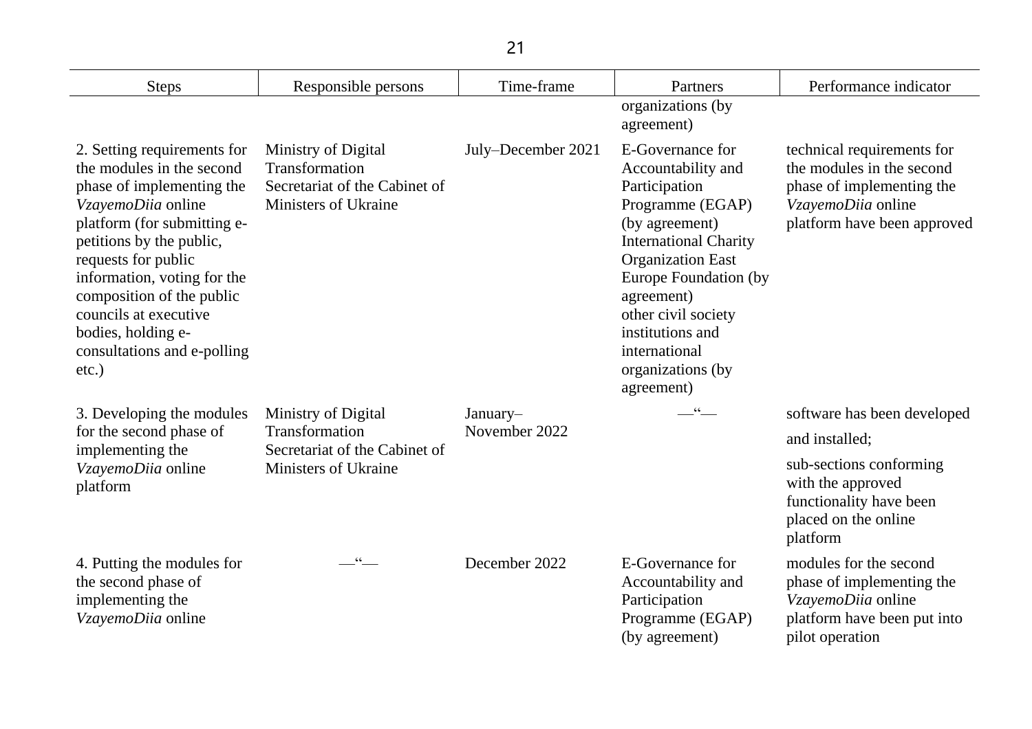| Steps | Responsible persons | Time-frame | Partners | Performance indicator |
|---|---|---|---|---|
| | | | organizations (by agreement) | |
| 2. Setting requirements for the modules in the second phase of implementing the *VzayemoDiia* online platform (for submitting e-petitions by the public, requests for public information, voting for the composition of the public councils at executive bodies, holding e-consultations and e-polling etc.) | Ministry of Digital Transformation Secretariat of the Cabinet of Ministers of Ukraine | July–December 2021 | E-Governance for Accountability and Participation Programme (EGAP) (by agreement) International Charity Organization East Europe Foundation (by agreement) other civil society institutions and international organizations (by agreement) | technical requirements for the modules in the second phase of implementing the *VzayemoDiia* online platform have been approved |
| 3. Developing the modules for the second phase of implementing the *VzayemoDiia* online platform | Ministry of Digital Transformation Secretariat of the Cabinet of Ministers of Ukraine | January–November 2022 | —“— | software has been developed and installed; sub-sections conforming with the approved functionality have been placed on the online platform |
| 4. Putting the modules for the second phase of implementing the *VzayemoDiia* online | —“— | December 2022 | E-Governance for Accountability and Participation Programme (EGAP) (by agreement) | modules for the second phase of implementing the *VzayemoDiia* online platform have been put into pilot operation |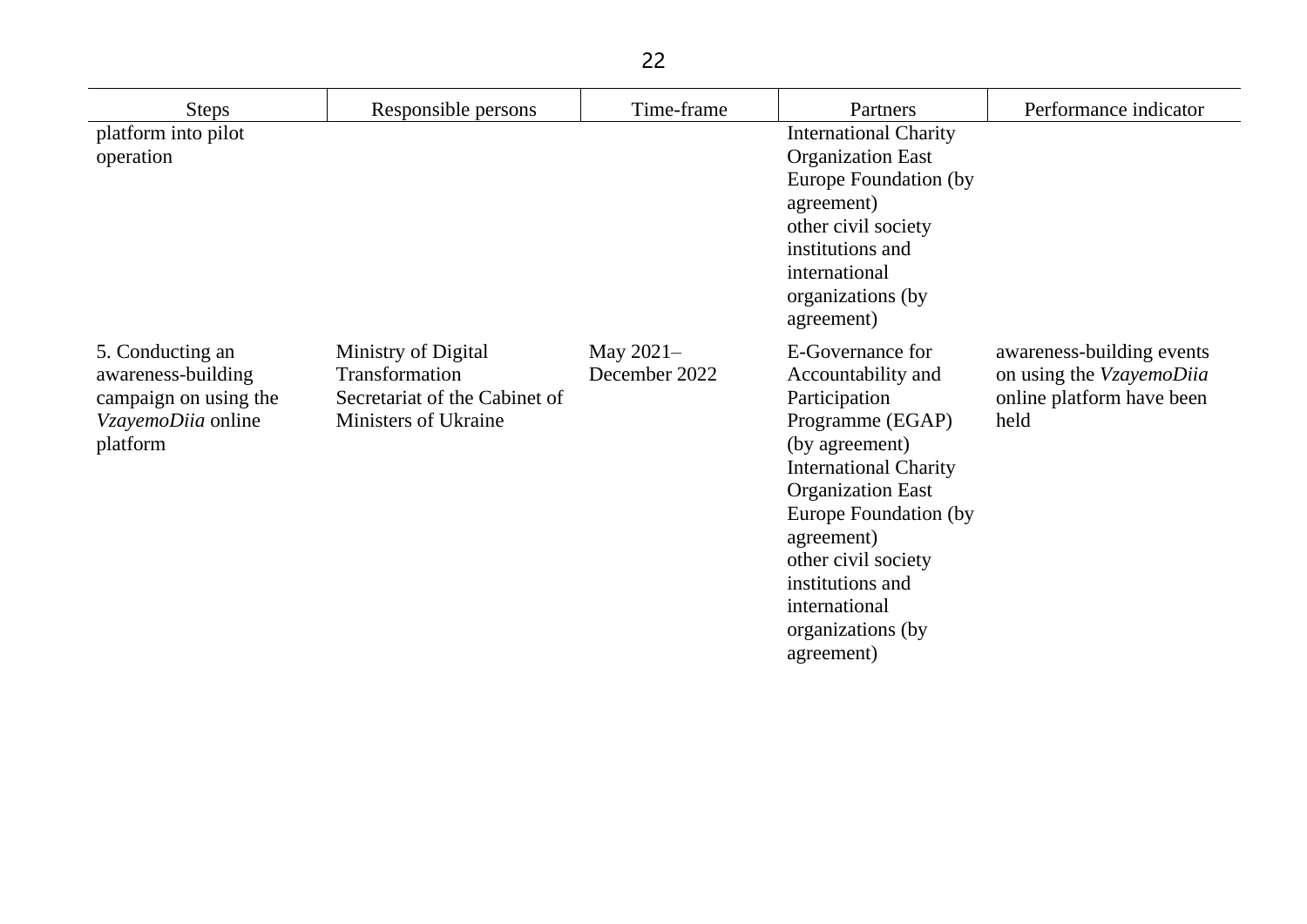| Steps | Responsible persons | Time-frame | Partners | Performance indicator |
|---|---|---|---|---|
| platform into pilot operation | | | International Charity Organization East Europe Foundation (by agreement)<br>other civil society institutions and international organizations (by agreement) | |
| 5. Conducting an awareness-building campaign on using the *VzayemoDiia* online platform | Ministry of Digital Transformation<br>Secretariat of the Cabinet of Ministers of Ukraine | May 2021–December 2022 | E-Governance for Accountability and Participation Programme (EGAP) (by agreement)<br>International Charity Organization East Europe Foundation (by agreement)<br>other civil society institutions and international organizations (by agreement) | awareness-building events on using the *VzayemoDiia* online platform have been held |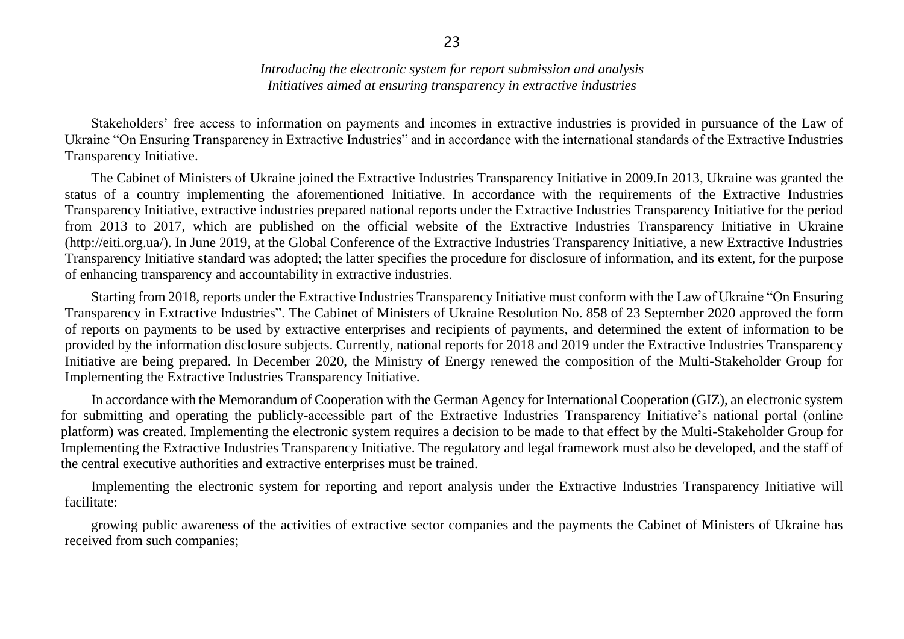*Introducing the electronic system for report submission and analysis*
*Initiatives aimed at ensuring transparency in extractive industries*

Stakeholders' free access to information on payments and incomes in extractive industries is provided in pursuance of the Law of Ukraine "On Ensuring Transparency in Extractive Industries" and in accordance with the international standards of the Extractive Industries Transparency Initiative.

The Cabinet of Ministers of Ukraine joined the Extractive Industries Transparency Initiative in 2009.In 2013, Ukraine was granted the status of a country implementing the aforementioned Initiative. In accordance with the requirements of the Extractive Industries Transparency Initiative, extractive industries prepared national reports under the Extractive Industries Transparency Initiative for the period from 2013 to 2017, which are published on the official website of the Extractive Industries Transparency Initiative in Ukraine (http://eiti.org.ua/). In June 2019, at the Global Conference of the Extractive Industries Transparency Initiative, a new Extractive Industries Transparency Initiative standard was adopted; the latter specifies the procedure for disclosure of information, and its extent, for the purpose of enhancing transparency and accountability in extractive industries.

Starting from 2018, reports under the Extractive Industries Transparency Initiative must conform with the Law of Ukraine "On Ensuring Transparency in Extractive Industries". The Cabinet of Ministers of Ukraine Resolution No. 858 of 23 September 2020 approved the form of reports on payments to be used by extractive enterprises and recipients of payments, and determined the extent of information to be provided by the information disclosure subjects. Currently, national reports for 2018 and 2019 under the Extractive Industries Transparency Initiative are being prepared. In December 2020, the Ministry of Energy renewed the composition of the Multi-Stakeholder Group for Implementing the Extractive Industries Transparency Initiative.

In accordance with the Memorandum of Cooperation with the German Agency for International Cooperation (GIZ), an electronic system for submitting and operating the publicly-accessible part of the Extractive Industries Transparency Initiative's national portal (online platform) was created. Implementing the electronic system requires a decision to be made to that effect by the Multi-Stakeholder Group for Implementing the Extractive Industries Transparency Initiative. The regulatory and legal framework must also be developed, and the staff of the central executive authorities and extractive enterprises must be trained.

Implementing the electronic system for reporting and report analysis under the Extractive Industries Transparency Initiative will facilitate:

growing public awareness of the activities of extractive sector companies and the payments the Cabinet of Ministers of Ukraine has received from such companies;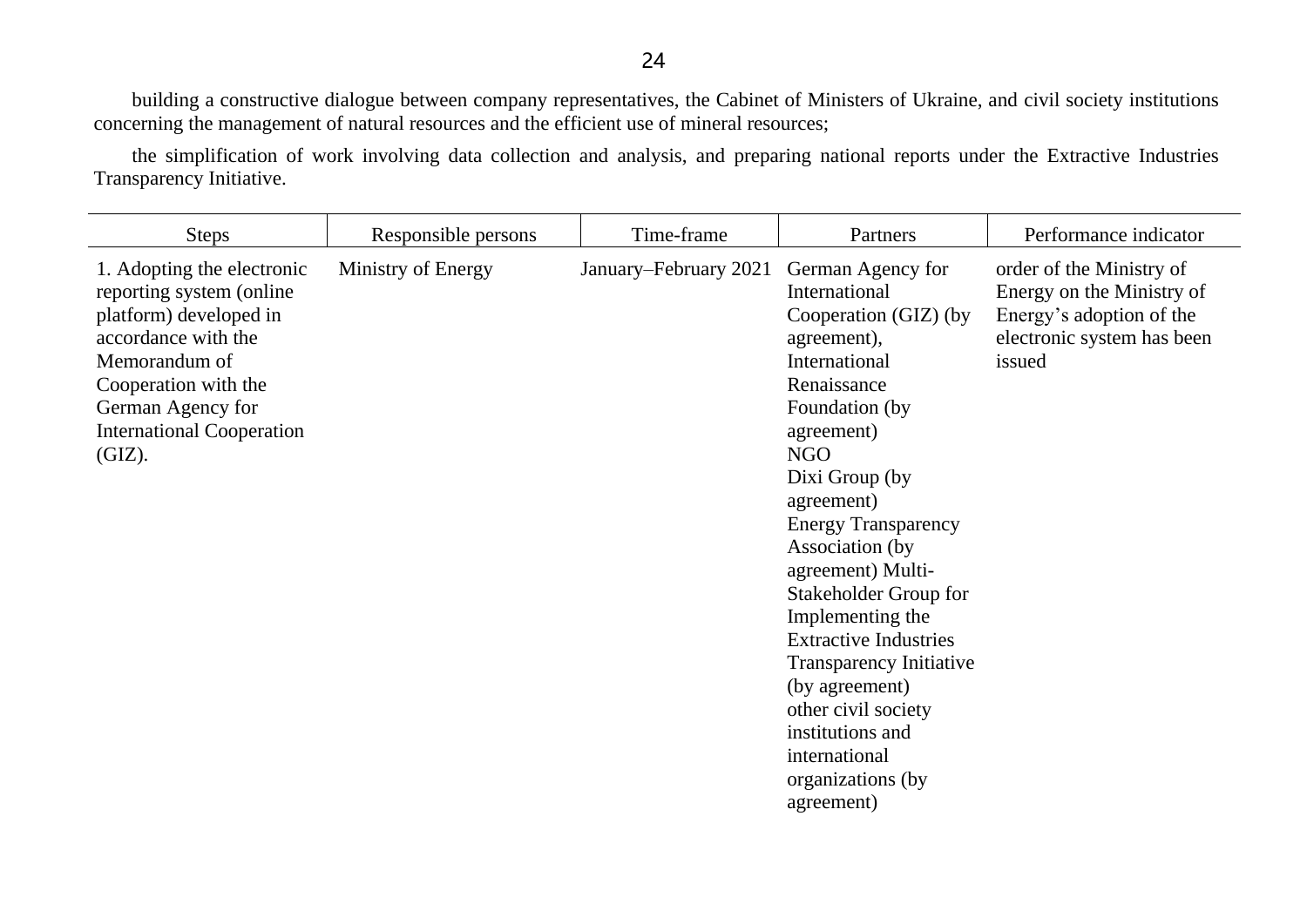building a constructive dialogue between company representatives, the Cabinet of Ministers of Ukraine, and civil society institutions concerning the management of natural resources and the efficient use of mineral resources;

the simplification of work involving data collection and analysis, and preparing national reports under the Extractive Industries Transparency Initiative.

| Steps | Responsible persons | Time-frame | Partners | Performance indicator |
|---|---|---|---|---|
| 1. Adopting the electronic reporting system (online platform) developed in accordance with the Memorandum of Cooperation with the German Agency for International Cooperation (GIZ). | Ministry of Energy | January–February 2021 | German Agency for International Cooperation (GIZ) (by agreement), International Renaissance Foundation (by agreement) NGO Dixi Group (by agreement) Energy Transparency Association (by agreement) Multi-Stakeholder Group for Implementing the Extractive Industries Transparency Initiative (by agreement) other civil society institutions and international organizations (by agreement) | order of the Ministry of Energy on the Ministry of Energy's adoption of the electronic system has been issued |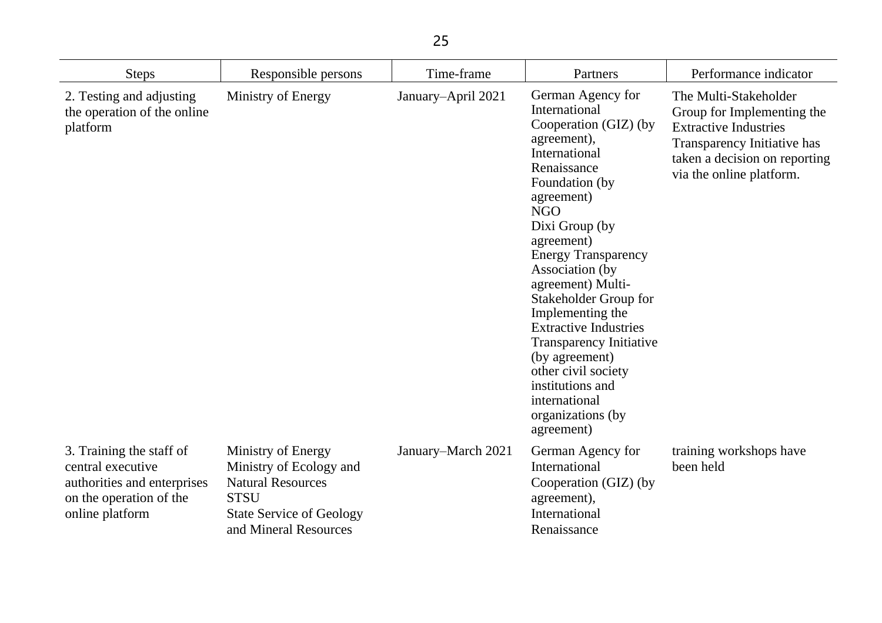| Steps | Responsible persons | Time-frame | Partners | Performance indicator |
|---|---|---|---|---|
| 2. Testing and adjusting the operation of the online platform | Ministry of Energy | January–April 2021 | German Agency for International Cooperation (GIZ) (by agreement), International Renaissance Foundation (by agreement) NGO Dixi Group (by agreement) Energy Transparency Association (by agreement) Multi-Stakeholder Group for Implementing the Extractive Industries Transparency Initiative (by agreement) other civil society institutions and international organizations (by agreement) | The Multi-Stakeholder Group for Implementing the Extractive Industries Transparency Initiative has taken a decision on reporting via the online platform. |
| 3. Training the staff of central executive authorities and enterprises on the operation of the online platform | Ministry of Energy Ministry of Ecology and Natural Resources STSU State Service of Geology and Mineral Resources | January–March 2021 | German Agency for International Cooperation (GIZ) (by agreement), International Renaissance | training workshops have been held |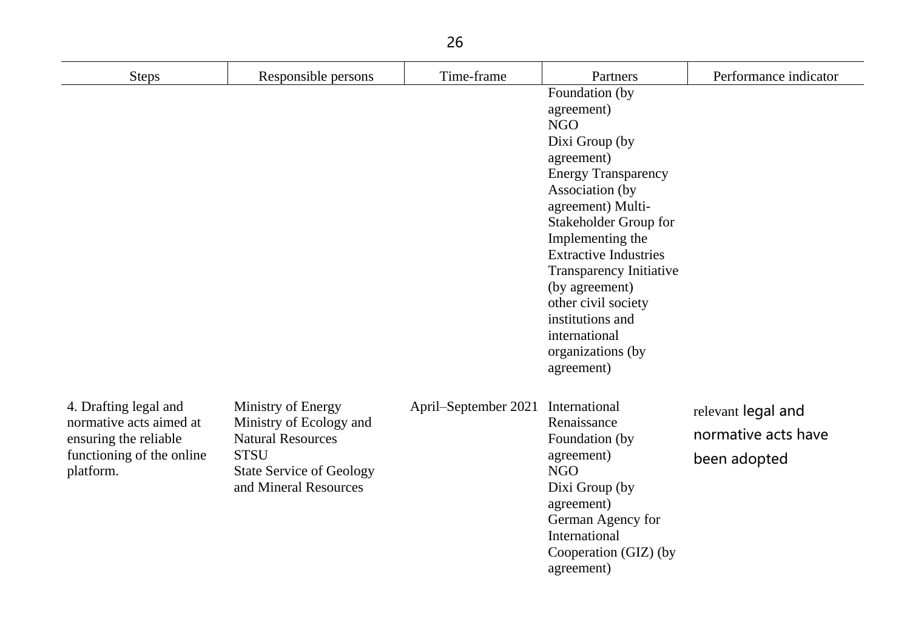| Steps | Responsible persons | Time-frame | Partners | Performance indicator |
|---|---|---|---|---|
| | | | Foundation (by agreement) NGO Dixi Group (by agreement) Energy Transparency Association (by agreement) Multi-Stakeholder Group for Implementing the Extractive Industries Transparency Initiative (by agreement) other civil society institutions and international organizations (by agreement) | |
| 4. Drafting legal and normative acts aimed at ensuring the reliable functioning of the online platform. | Ministry of Energy Ministry of Ecology and Natural Resources STSU State Service of Geology and Mineral Resources | April–September 2021 | International Renaissance Foundation (by agreement) NGO Dixi Group (by agreement) German Agency for International Cooperation (GIZ) (by agreement) | relevant legal and normative acts have been adopted |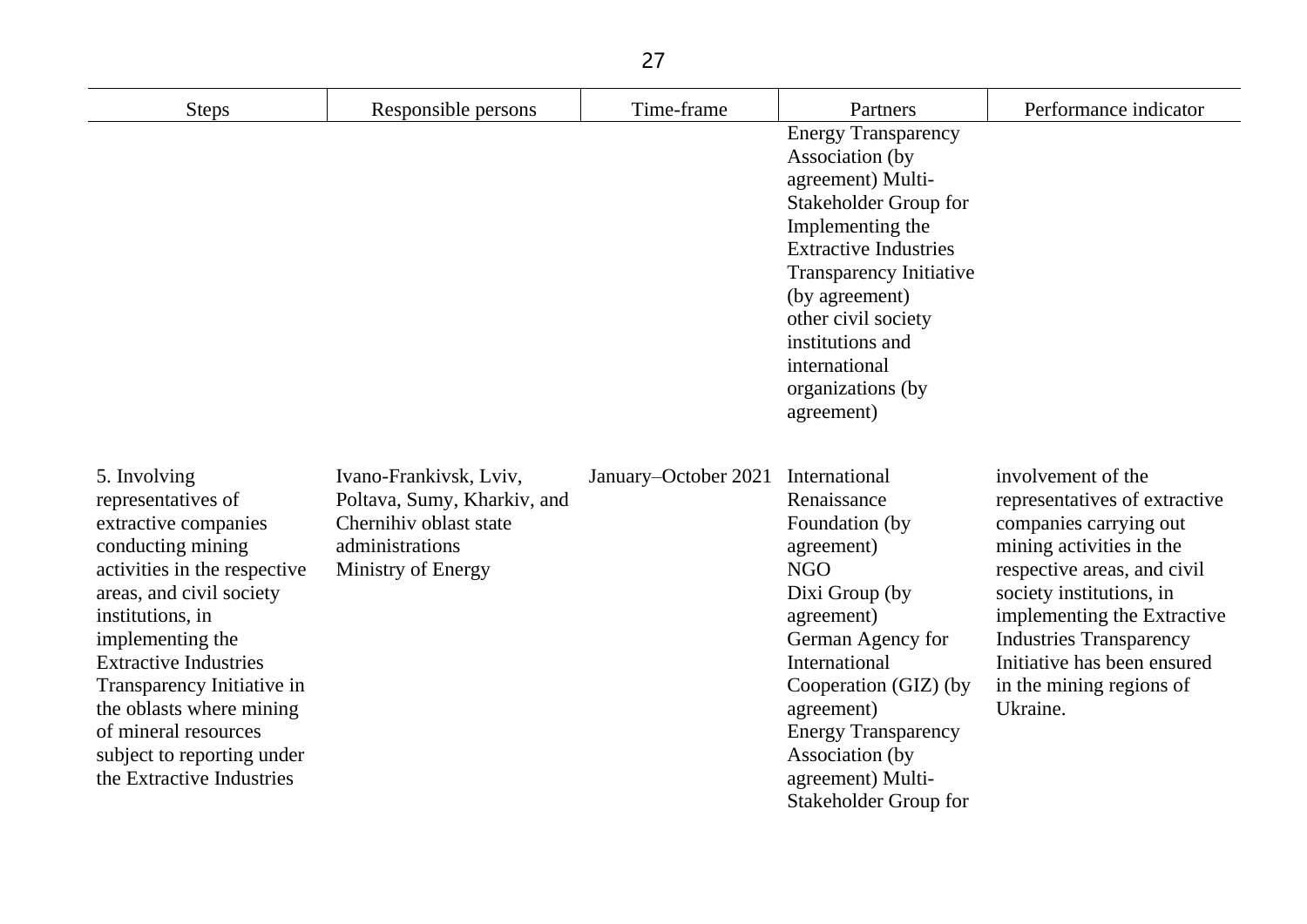| Steps | Responsible persons | Time-frame | Partners | Performance indicator |
|---|---|---|---|---|
| | | | Energy Transparency Association (by agreement) Multi-Stakeholder Group for Implementing the Extractive Industries Transparency Initiative (by agreement) other civil society institutions and international organizations (by agreement) | |
| 5. Involving representatives of extractive companies conducting mining activities in the respective areas, and civil society institutions, in implementing the Extractive Industries Transparency Initiative in the oblasts where mining of mineral resources subject to reporting under the Extractive Industries | Ivano-Frankivsk, Lviv, Poltava, Sumy, Kharkiv, and Chernihiv oblast state administrations Ministry of Energy | January–October 2021 | International Renaissance Foundation (by agreement) NGO Dixi Group (by agreement) German Agency for International Cooperation (GIZ) (by agreement) Energy Transparency Association (by agreement) Multi-Stakeholder Group for | involvement of the representatives of extractive companies carrying out mining activities in the respective areas, and civil society institutions, in implementing the Extractive Industries Transparency Initiative has been ensured in the mining regions of Ukraine. |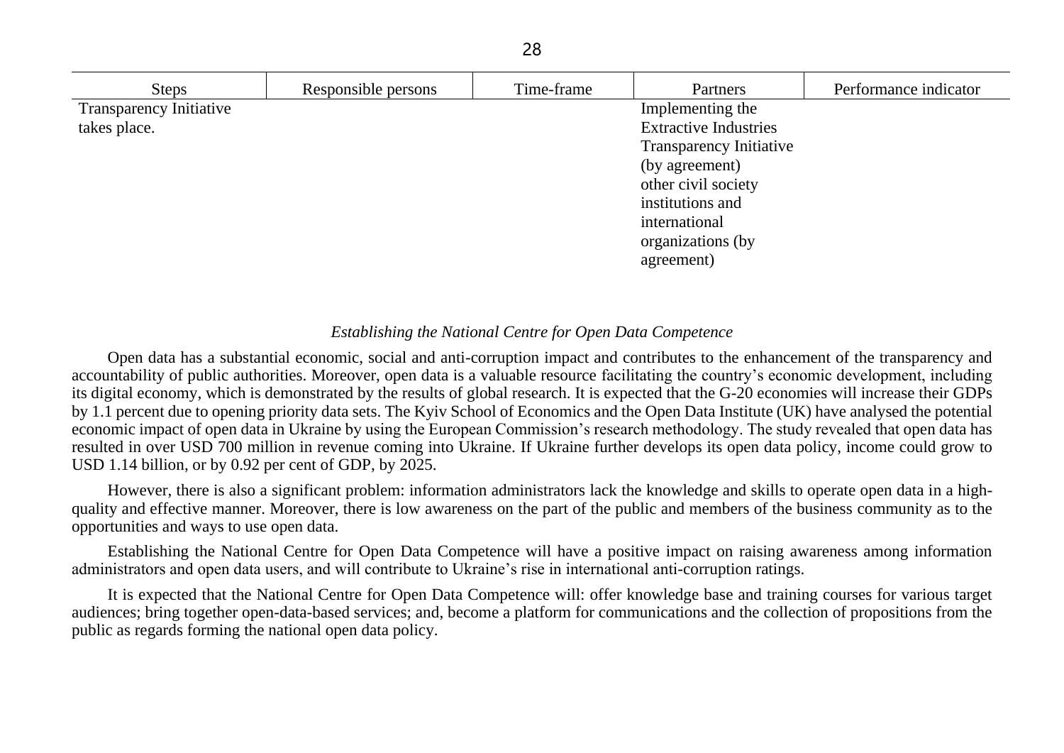| Steps | Responsible persons | Time-frame | Partners | Performance indicator |
|---|---|---|---|---|
| Transparency Initiative takes place. | | | Implementing the Extractive Industries Transparency Initiative (by agreement) other civil society institutions and international organizations (by agreement) | |

*Establishing the National Centre for Open Data Competence*

Open data has a substantial economic, social and anti-corruption impact and contributes to the enhancement of the transparency and accountability of public authorities. Moreover, open data is a valuable resource facilitating the country's economic development, including its digital economy, which is demonstrated by the results of global research. It is expected that the G-20 economies will increase their GDPs by 1.1 percent due to opening priority data sets. The Kyiv School of Economics and the Open Data Institute (UK) have analysed the potential economic impact of open data in Ukraine by using the European Commission's research methodology. The study revealed that open data has resulted in over USD 700 million in revenue coming into Ukraine. If Ukraine further develops its open data policy, income could grow to USD 1.14 billion, or by 0.92 per cent of GDP, by 2025.

However, there is also a significant problem: information administrators lack the knowledge and skills to operate open data in a high-quality and effective manner. Moreover, there is low awareness on the part of the public and members of the business community as to the opportunities and ways to use open data.

Establishing the National Centre for Open Data Competence will have a positive impact on raising awareness among information administrators and open data users, and will contribute to Ukraine's rise in international anti-corruption ratings.

It is expected that the National Centre for Open Data Competence will: offer knowledge base and training courses for various target audiences; bring together open-data-based services; and, become a platform for communications and the collection of propositions from the public as regards forming the national open data policy.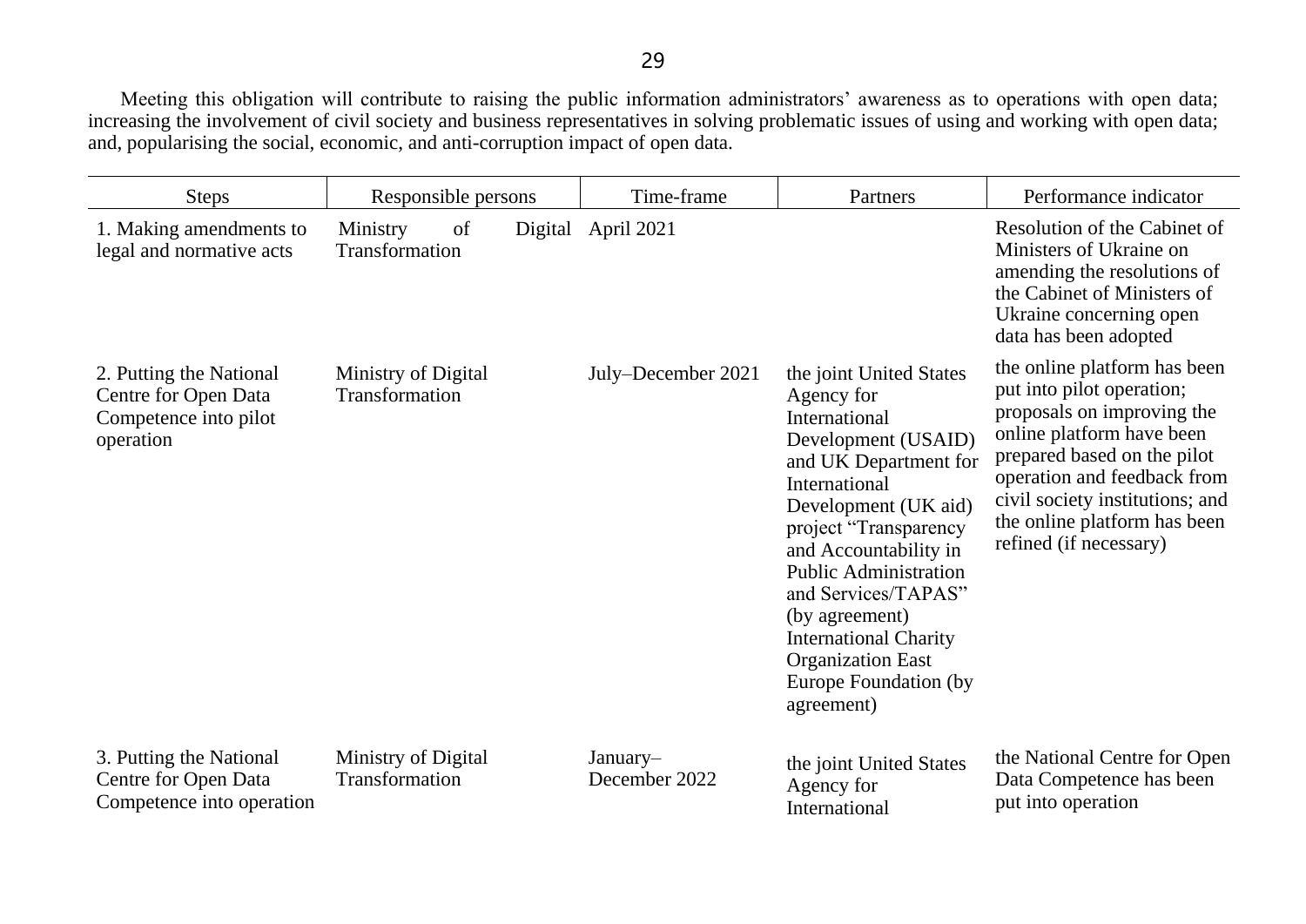Meeting this obligation will contribute to raising the public information administrators' awareness as to operations with open data; increasing the involvement of civil society and business representatives in solving problematic issues of using and working with open data; and, popularising the social, economic, and anti-corruption impact of open data.

| Steps | Responsible persons | Time-frame | Partners | Performance indicator |
|---|---|---|---|---|
| 1. Making amendments to legal and normative acts | Ministry of Digital Transformation | April 2021 | | Resolution of the Cabinet of Ministers of Ukraine on amending the resolutions of the Cabinet of Ministers of Ukraine concerning open data has been adopted |
| 2. Putting the National Centre for Open Data Competence into pilot operation | Ministry of Digital Transformation | July–December 2021 | the joint United States Agency for International Development (USAID) and UK Department for International Development (UK aid) project "Transparency and Accountability in Public Administration and Services/TAPAS" (by agreement) International Charity Organization East Europe Foundation (by agreement) | the online platform has been put into pilot operation; proposals on improving the online platform have been prepared based on the pilot operation and feedback from civil society institutions; and the online platform has been refined (if necessary) |
| 3. Putting the National Centre for Open Data Competence into operation | Ministry of Digital Transformation | January–December 2022 | the joint United States Agency for International | the National Centre for Open Data Competence has been put into operation |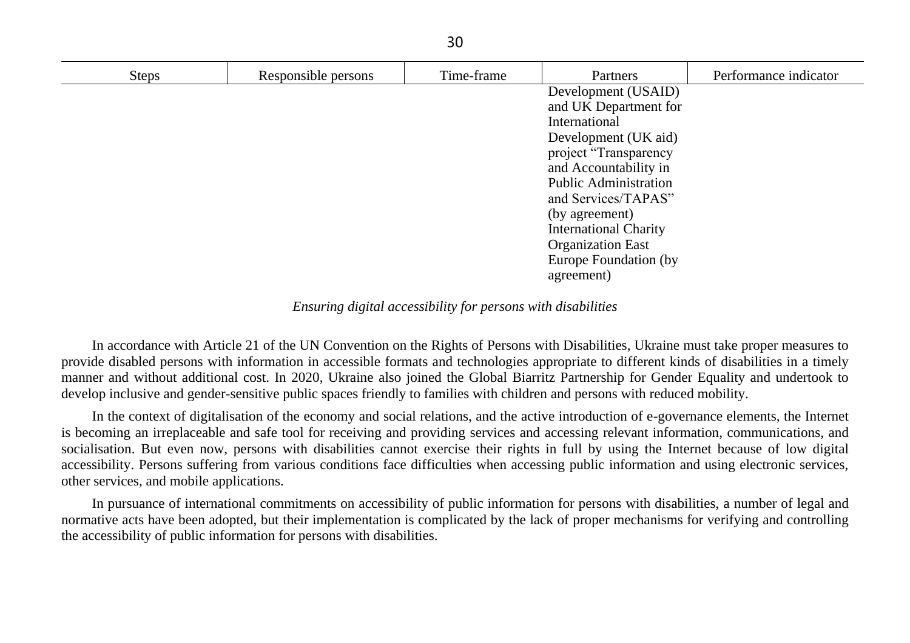| Steps | Responsible persons | Time-frame | Partners | Performance indicator |
|---|---|---|---|---|
| | | | Development (USAID) and UK Department for International Development (UK aid) project "Transparency and Accountability in Public Administration and Services/TAPAS" (by agreement)<br>International Charity Organization East Europe Foundation (by agreement) | |

*Ensuring digital accessibility for persons with disabilities*

In accordance with Article 21 of the UN Convention on the Rights of Persons with Disabilities, Ukraine must take proper measures to provide disabled persons with information in accessible formats and technologies appropriate to different kinds of disabilities in a timely manner and without additional cost. In 2020, Ukraine also joined the Global Biarritz Partnership for Gender Equality and undertook to develop inclusive and gender-sensitive public spaces friendly to families with children and persons with reduced mobility.

In the context of digitalisation of the economy and social relations, and the active introduction of e-governance elements, the Internet is becoming an irreplaceable and safe tool for receiving and providing services and accessing relevant information, communications, and socialisation. But even now, persons with disabilities cannot exercise their rights in full by using the Internet because of low digital accessibility. Persons suffering from various conditions face difficulties when accessing public information and using electronic services, other services, and mobile applications.

In pursuance of international commitments on accessibility of public information for persons with disabilities, a number of legal and normative acts have been adopted, but their implementation is complicated by the lack of proper mechanisms for verifying and controlling the accessibility of public information for persons with disabilities.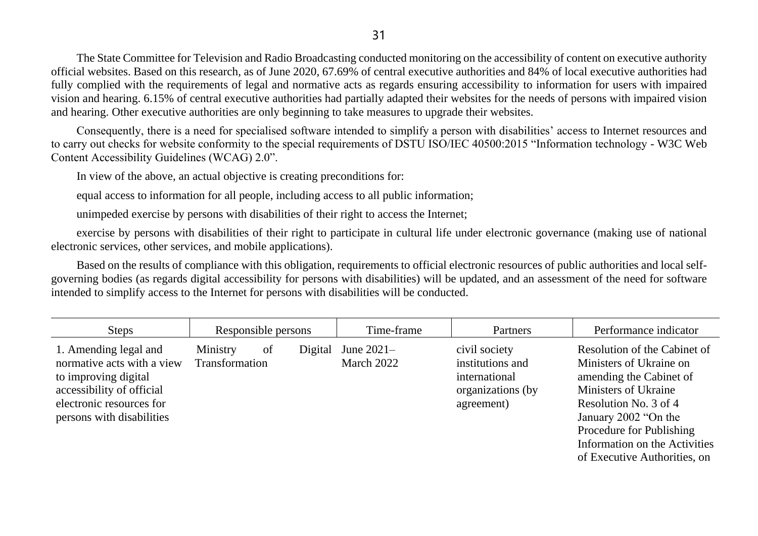The State Committee for Television and Radio Broadcasting conducted monitoring on the accessibility of content on executive authority official websites. Based on this research, as of June 2020, 67.69% of central executive authorities and 84% of local executive authorities had fully complied with the requirements of legal and normative acts as regards ensuring accessibility to information for users with impaired vision and hearing. 6.15% of central executive authorities had partially adapted their websites for the needs of persons with impaired vision and hearing. Other executive authorities are only beginning to take measures to upgrade their websites.

Consequently, there is a need for specialised software intended to simplify a person with disabilities' access to Internet resources and to carry out checks for website conformity to the special requirements of DSTU ISO/IEC 40500:2015 "Information technology - W3C Web Content Accessibility Guidelines (WCAG) 2.0".

In view of the above, an actual objective is creating preconditions for:

equal access to information for all people, including access to all public information;

unimpeded exercise by persons with disabilities of their right to access the Internet;

exercise by persons with disabilities of their right to participate in cultural life under electronic governance (making use of national electronic services, other services, and mobile applications).

Based on the results of compliance with this obligation, requirements to official electronic resources of public authorities and local self-governing bodies (as regards digital accessibility for persons with disabilities) will be updated, and an assessment of the need for software intended to simplify access to the Internet for persons with disabilities will be conducted.

| Steps | Responsible persons | Time-frame | Partners | Performance indicator |
|---|---|---|---|---|
| 1. Amending legal and normative acts with a view to improving digital accessibility of official electronic resources for persons with disabilities | Ministry of Digital Transformation | June 2021–March 2022 | civil society institutions and international organizations (by agreement) | Resolution of the Cabinet of Ministers of Ukraine on amending the Cabinet of Ministers of Ukraine Resolution No. 3 of 4 January 2002 "On the Procedure for Publishing Information on the Activities of Executive Authorities, on |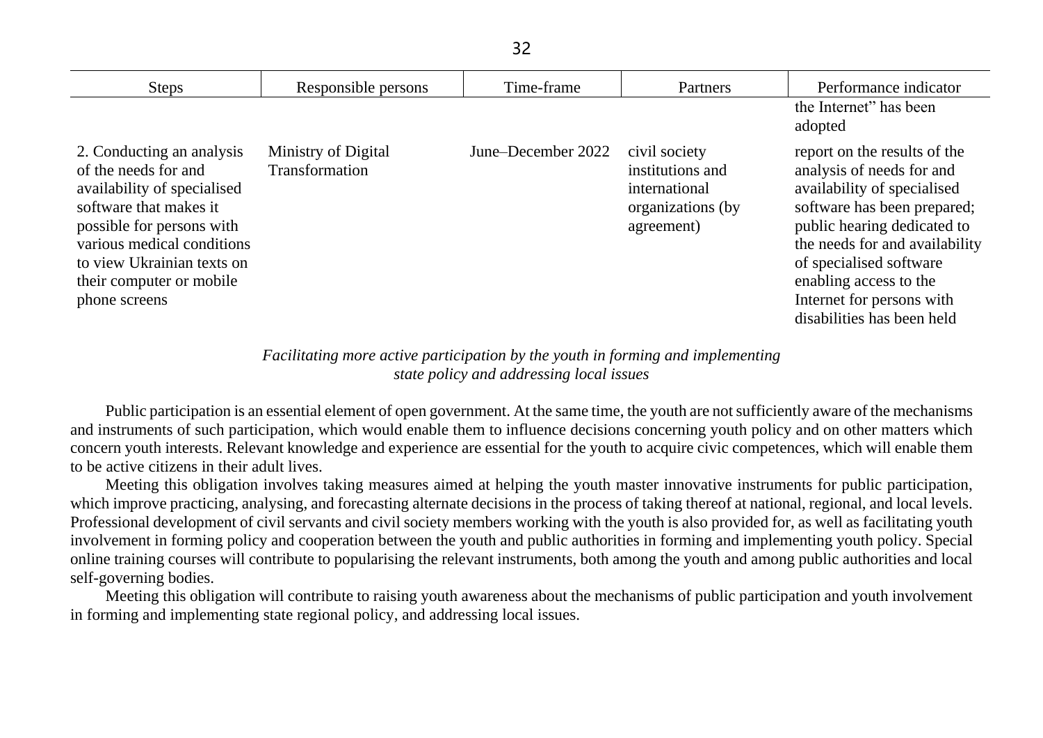| Steps | Responsible persons | Time-frame | Partners | Performance indicator |
|---|---|---|---|---|
| | | | | the Internet" has been adopted |
| 2. Conducting an analysis of the needs for and availability of specialised software that makes it possible for persons with various medical conditions to view Ukrainian texts on their computer or mobile phone screens | Ministry of Digital Transformation | June–December 2022 | civil society institutions and international organizations (by agreement) | report on the results of the analysis of needs for and availability of specialised software has been prepared; public hearing dedicated to the needs for and availability of specialised software enabling access to the Internet for persons with disabilities has been held |

*Facilitating more active participation by the youth in forming and implementing state policy and addressing local issues*

Public participation is an essential element of open government. At the same time, the youth are not sufficiently aware of the mechanisms and instruments of such participation, which would enable them to influence decisions concerning youth policy and on other matters which concern youth interests. Relevant knowledge and experience are essential for the youth to acquire civic competences, which will enable them to be active citizens in their adult lives.

Meeting this obligation involves taking measures aimed at helping the youth master innovative instruments for public participation, which improve practicing, analysing, and forecasting alternate decisions in the process of taking thereof at national, regional, and local levels. Professional development of civil servants and civil society members working with the youth is also provided for, as well as facilitating youth involvement in forming policy and cooperation between the youth and public authorities in forming and implementing youth policy. Special online training courses will contribute to popularising the relevant instruments, both among the youth and among public authorities and local self-governing bodies.

Meeting this obligation will contribute to raising youth awareness about the mechanisms of public participation and youth involvement in forming and implementing state regional policy, and addressing local issues.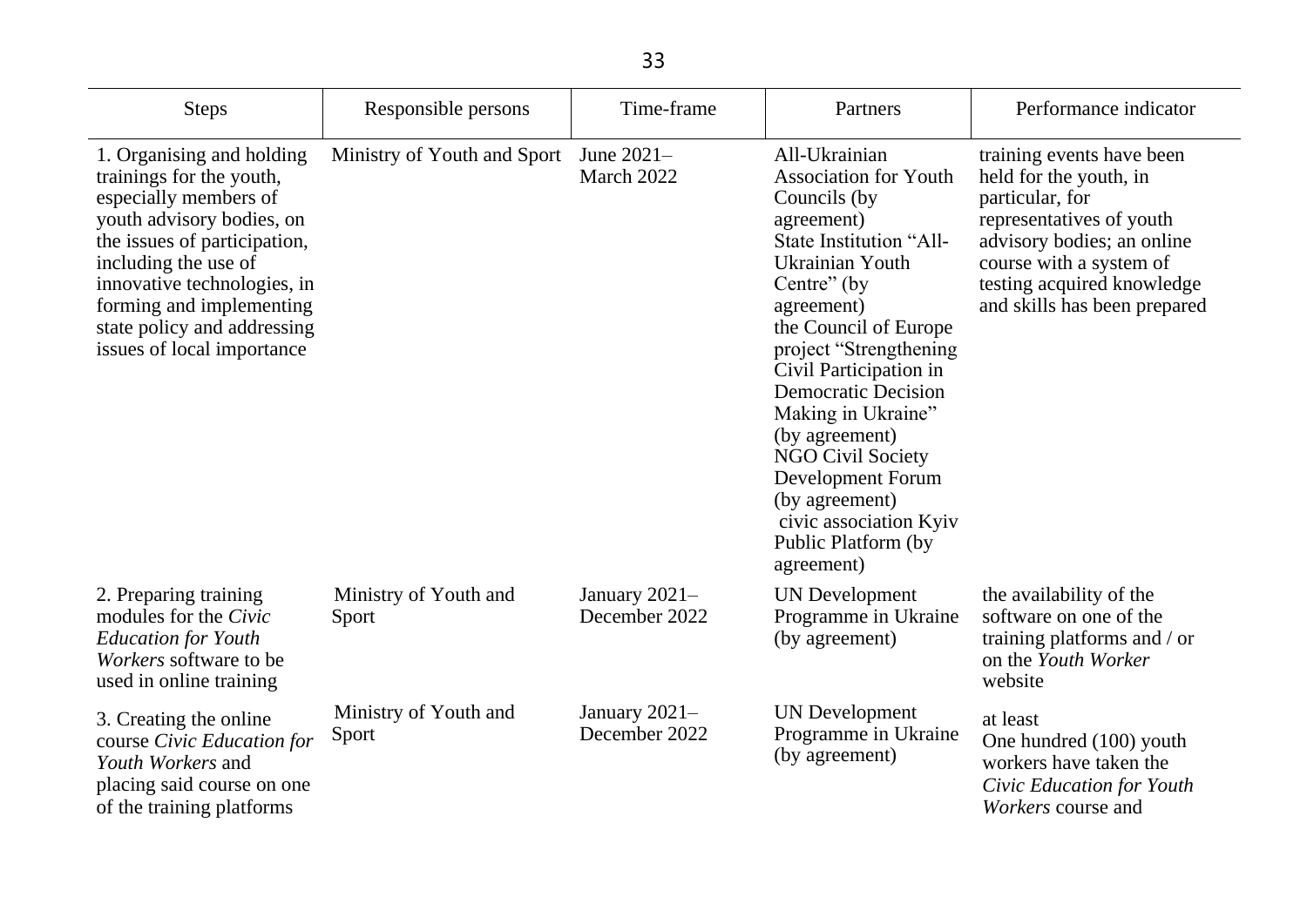| Steps | Responsible persons | Time-frame | Partners | Performance indicator |
|---|---|---|---|---|
| 1. Organising and holding trainings for the youth, especially members of youth advisory bodies, on the issues of participation, including the use of innovative technologies, in forming and implementing state policy and addressing issues of local importance | Ministry of Youth and Sport | June 2021–March 2022 | All-Ukrainian Association for Youth Councils (by agreement) State Institution "All-Ukrainian Youth Centre" (by agreement) the Council of Europe project "Strengthening Civil Participation in Democratic Decision Making in Ukraine" (by agreement) NGO Civil Society Development Forum (by agreement) civic association Kyiv Public Platform (by agreement) | training events have been held for the youth, in particular, for representatives of youth advisory bodies; an online course with a system of testing acquired knowledge and skills has been prepared |
| 2. Preparing training modules for the *Civic Education for Youth Workers* software to be used in online training | Ministry of Youth and Sport | January 2021–December 2022 | UN Development Programme in Ukraine (by agreement) | the availability of the software on one of the training platforms and / or on the *Youth Worker* website |
| 3. Creating the online course *Civic Education for Youth Workers* and placing said course on one of the training platforms | Ministry of Youth and Sport | January 2021–December 2022 | UN Development Programme in Ukraine (by agreement) | at least One hundred (100) youth workers have taken the *Civic Education for Youth Workers* course and |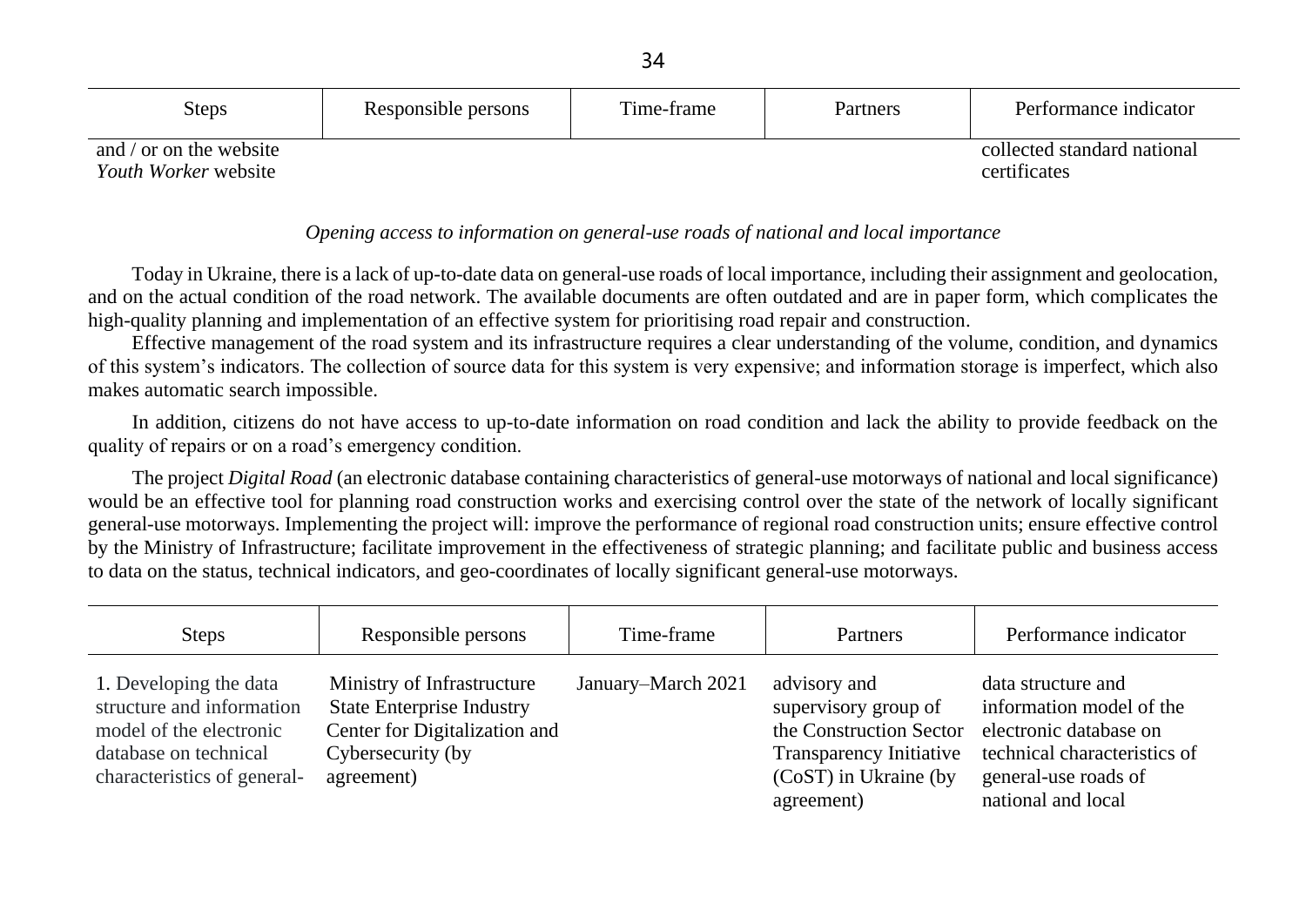| Steps | Responsible persons | Time-frame | Partners | Performance indicator |
|---|---|---|---|---|
| and / or on the website *Youth Worker* website | | | | collected standard national certificates |

*Opening access to information on general-use roads of national and local importance*

Today in Ukraine, there is a lack of up-to-date data on general-use roads of local importance, including their assignment and geolocation, and on the actual condition of the road network. The available documents are often outdated and are in paper form, which complicates the high-quality planning and implementation of an effective system for prioritising road repair and construction.

Effective management of the road system and its infrastructure requires a clear understanding of the volume, condition, and dynamics of this system's indicators. The collection of source data for this system is very expensive; and information storage is imperfect, which also makes automatic search impossible.

In addition, citizens do not have access to up-to-date information on road condition and lack the ability to provide feedback on the quality of repairs or on a road's emergency condition.

The project *Digital Road* (an electronic database containing characteristics of general-use motorways of national and local significance) would be an effective tool for planning road construction works and exercising control over the state of the network of locally significant general-use motorways. Implementing the project will: improve the performance of regional road construction units; ensure effective control by the Ministry of Infrastructure; facilitate improvement in the effectiveness of strategic planning; and facilitate public and business access to data on the status, technical indicators, and geo-coordinates of locally significant general-use motorways.

| Steps | Responsible persons | Time-frame | Partners | Performance indicator |
|---|---|---|---|---|
| 1. Developing the data structure and information model of the electronic database on technical characteristics of general- | Ministry of Infrastructure State Enterprise Industry Center for Digitalization and Cybersecurity (by agreement) | January–March 2021 | advisory and supervisory group of the Construction Sector Transparency Initiative (CoST) in Ukraine (by agreement) | data structure and information model of the electronic database on technical characteristics of general-use roads of national and local |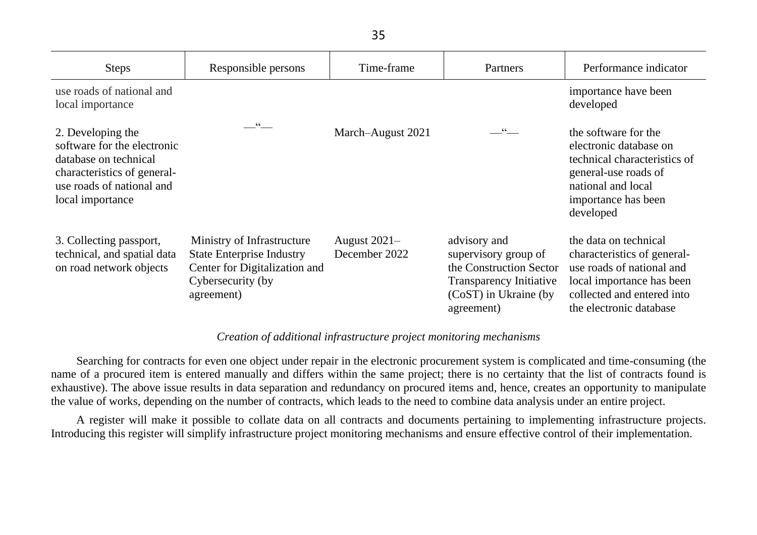| Steps | Responsible persons | Time-frame | Partners | Performance indicator |
|---|---|---|---|---|
| use roads of national and local importance | | | | importance have been developed |
| 2. Developing the software for the electronic database on technical characteristics of general-use roads of national and local importance | —"— | March–August 2021 | —"— | the software for the electronic database on technical characteristics of general-use roads of national and local importance has been developed |
| 3. Collecting passport, technical, and spatial data on road network objects | Ministry of Infrastructure State Enterprise Industry Center for Digitalization and Cybersecurity (by agreement) | August 2021–December 2022 | advisory and supervisory group of the Construction Sector Transparency Initiative (CoST) in Ukraine (by agreement) | the data on technical characteristics of general-use roads of national and local importance has been collected and entered into the electronic database |

*Creation of additional infrastructure project monitoring mechanisms*

Searching for contracts for even one object under repair in the electronic procurement system is complicated and time-consuming (the name of a procured item is entered manually and differs within the same project; there is no certainty that the list of contracts found is exhaustive). The above issue results in data separation and redundancy on procured items and, hence, creates an opportunity to manipulate the value of works, depending on the number of contracts, which leads to the need to combine data analysis under an entire project.

A register will make it possible to collate data on all contracts and documents pertaining to implementing infrastructure projects. Introducing this register will simplify infrastructure project monitoring mechanisms and ensure effective control of their implementation.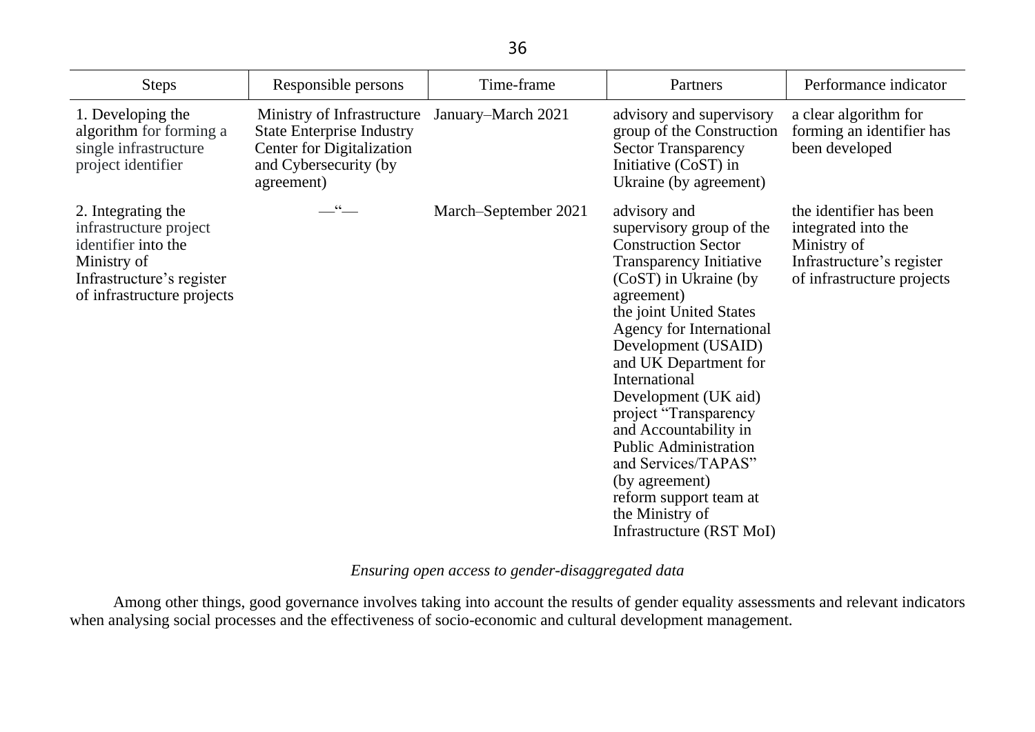| Steps | Responsible persons | Time-frame | Partners | Performance indicator |
|---|---|---|---|---|
| 1. Developing the algorithm for forming a single infrastructure project identifier | Ministry of Infrastructure State Enterprise Industry Center for Digitalization and Cybersecurity (by agreement) | January–March 2021 | advisory and supervisory group of the Construction Sector Transparency Initiative (CoST) in Ukraine (by agreement) | a clear algorithm for forming an identifier has been developed |
| 2. Integrating the infrastructure project identifier into the Ministry of Infrastructure's register of infrastructure projects | —"— | March–September 2021 | advisory and supervisory group of the Construction Sector Transparency Initiative (CoST) in Ukraine (by agreement) the joint United States Agency for International Development (USAID) and UK Department for International Development (UK aid) project "Transparency and Accountability in Public Administration and Services/TAPAS" (by agreement) reform support team at the Ministry of Infrastructure (RST MoI) | the identifier has been integrated into the Ministry of Infrastructure's register of infrastructure projects |

*Ensuring open access to gender-disaggregated data*

Among other things, good governance involves taking into account the results of gender equality assessments and relevant indicators when analysing social processes and the effectiveness of socio-economic and cultural development management.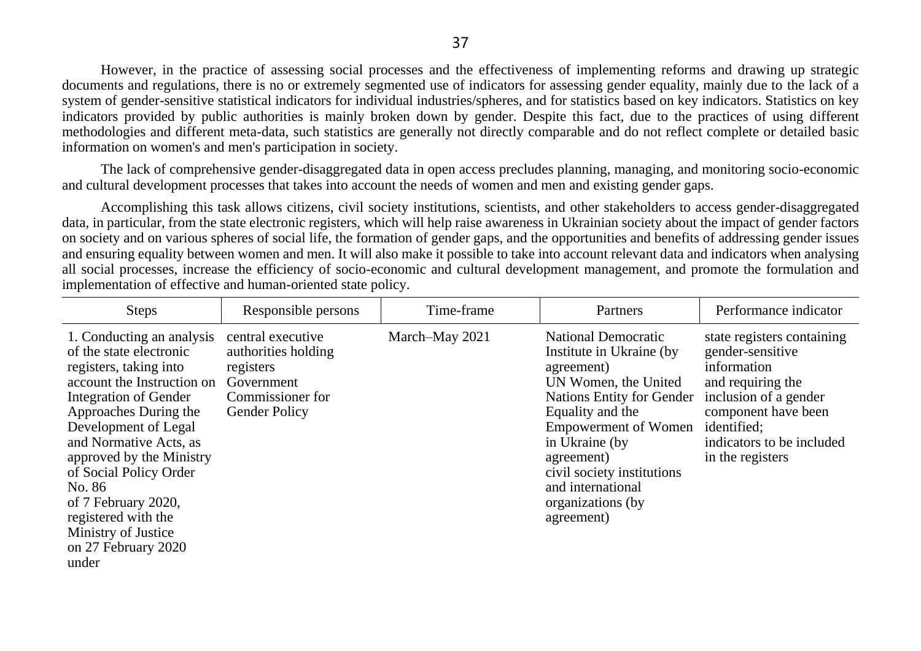However, in the practice of assessing social processes and the effectiveness of implementing reforms and drawing up strategic documents and regulations, there is no or extremely segmented use of indicators for assessing gender equality, mainly due to the lack of a system of gender-sensitive statistical indicators for individual industries/spheres, and for statistics based on key indicators. Statistics on key indicators provided by public authorities is mainly broken down by gender. Despite this fact, due to the practices of using different methodologies and different meta-data, such statistics are generally not directly comparable and do not reflect complete or detailed basic information on women's and men's participation in society.

The lack of comprehensive gender-disaggregated data in open access precludes planning, managing, and monitoring socio-economic and cultural development processes that takes into account the needs of women and men and existing gender gaps.

Accomplishing this task allows citizens, civil society institutions, scientists, and other stakeholders to access gender-disaggregated data, in particular, from the state electronic registers, which will help raise awareness in Ukrainian society about the impact of gender factors on society and on various spheres of social life, the formation of gender gaps, and the opportunities and benefits of addressing gender issues and ensuring equality between women and men. It will also make it possible to take into account relevant data and indicators when analysing all social processes, increase the efficiency of socio-economic and cultural development management, and promote the formulation and implementation of effective and human-oriented state policy.

| Steps | Responsible persons | Time-frame | Partners | Performance indicator |
|---|---|---|---|---|
| 1. Conducting an analysis of the state electronic registers, taking into account the Instruction on Integration of Gender Approaches During the Development of Legal and Normative Acts, as approved by the Ministry of Social Policy Order No. 86 of 7 February 2020, registered with the Ministry of Justice on 27 February 2020 under | central executive authorities holding registers<br>Government Commissioner for Gender Policy | March–May 2021 | National Democratic Institute in Ukraine (by agreement)<br>UN Women, the United Nations Entity for Gender Equality and the Empowerment of Women in Ukraine (by agreement)<br>civil society institutions and international organizations (by agreement) | state registers containing gender-sensitive information and requiring the inclusion of a gender component have been identified;<br>indicators to be included in the registers |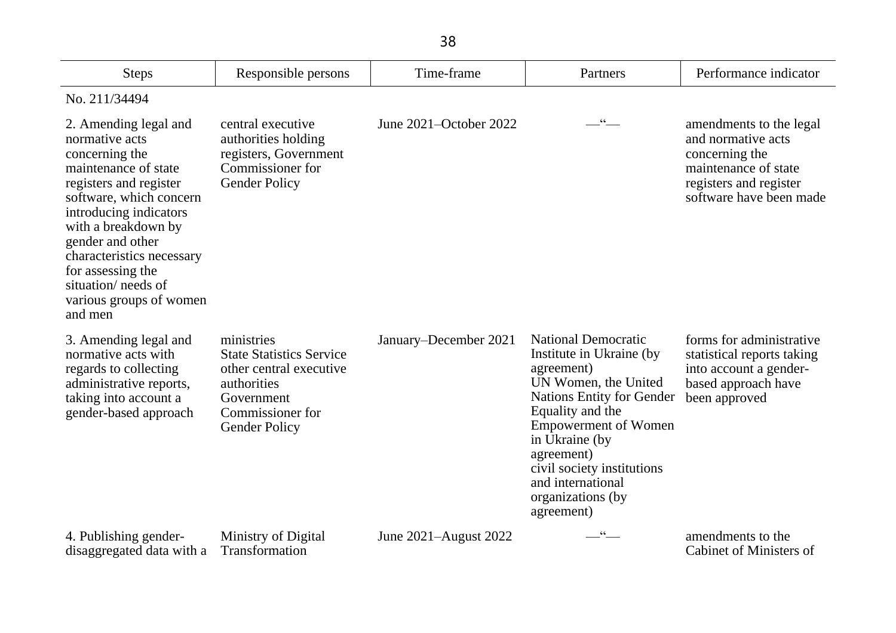| Steps | Responsible persons | Time-frame | Partners | Performance indicator |
|---|---|---|---|---|
| No. 211/34494 | | | | |
| 2. Amending legal and normative acts concerning the maintenance of state registers and register software, which concern introducing indicators with a breakdown by gender and other characteristics necessary for assessing the situation/ needs of various groups of women and men | central executive authorities holding registers, Government Commissioner for Gender Policy | June 2021–October 2022 | —“— | amendments to the legal and normative acts concerning the maintenance of state registers and register software have been made |
| 3. Amending legal and normative acts with regards to collecting administrative reports, taking into account a gender-based approach | ministries<br>State Statistics Service<br>other central executive authorities<br>Government Commissioner for Gender Policy | January–December 2021 | National Democratic Institute in Ukraine (by agreement)<br>UN Women, the United Nations Entity for Gender Equality and the Empowerment of Women in Ukraine (by agreement)<br>civil society institutions and international organizations (by agreement) | forms for administrative statistical reports taking into account a gender-based approach have been approved |
| 4. Publishing gender-disaggregated data with a | Ministry of Digital Transformation | June 2021–August 2022 | —“— | amendments to the Cabinet of Ministers of |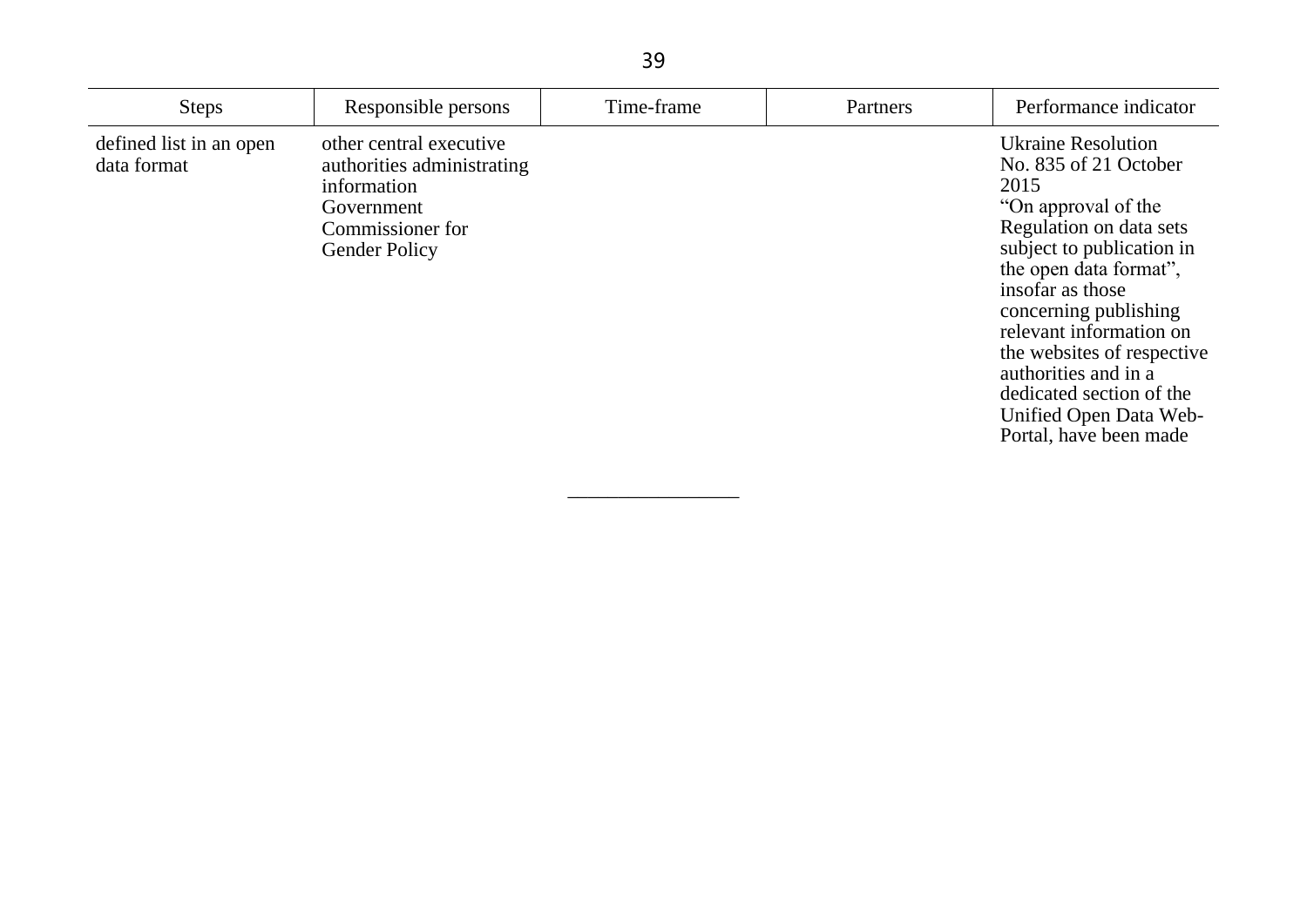| Steps | Responsible persons | Time-frame | Partners | Performance indicator |
|---|---|---|---|---|
| defined list in an open data format | other central executive authorities administrating information Government Commissioner for Gender Policy | | | Ukraine Resolution No. 835 of 21 October 2015 "On approval of the Regulation on data sets subject to publication in the open data format", insofar as those concerning publishing relevant information on the websites of respective authorities and in a dedicated section of the Unified Open Data Web-Portal, have been made |

_________________